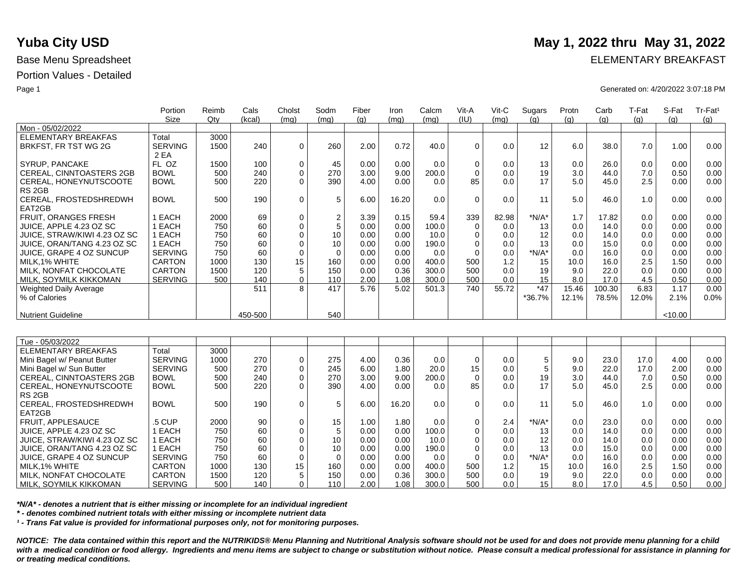# Yuba City USD

**May 1, 2022 thru May 31, 2022**

Base Menu Spreadsheet

ELEMENTARY BREAKFAST

Portion Values - Detailed

Generated on: 4/20/2022 3:07:18 PM

| | Portion Size | Reimb Qty | Cals (kcal) | Cholst (mg) | Sodm (mg) | Fiber (g) | Iron (mg) | Calcm (mg) | Vit-A (IU) | Vit-C (mg) | Sugars (g) | Protn (g) | Carb (g) | T-Fat (g) | S-Fat (g) | Tr-Fat¹ (g) |
|---|---|---|---|---|---|---|---|---|---|---|---|---|---|---|---|---|
| Mon - 05/02/2022 | | | | | | | | | | | | | | | | |
| ELEMENTARY BREAKFAS | Total | 3000 | | | | | | | | | | | | | | |
| BRKFST, FR TST WG 2G | SERVING 2 EA | 1500 | 240 | 0 | 260 | 2.00 | 0.72 | 40.0 | 0 | 0.0 | 12 | 6.0 | 38.0 | 7.0 | 1.00 | 0.00 |
| SYRUP, PANCAKE | FL OZ | 1500 | 100 | 0 | 45 | 0.00 | 0.00 | 0.0 | 0 | 0.0 | 13 | 0.0 | 26.0 | 0.0 | 0.00 | 0.00 |
| CEREAL, CINNTOASTERS 2GB | BOWL | 500 | 240 | 0 | 270 | 3.00 | 9.00 | 200.0 | 0 | 0.0 | 19 | 3.0 | 44.0 | 7.0 | 0.50 | 0.00 |
| CEREAL, HONEYNUTSCOOTERS 2GB | BOWL | 500 | 220 | 0 | 390 | 4.00 | 0.00 | 0.0 | 85 | 0.0 | 17 | 5.0 | 45.0 | 2.5 | 0.00 | 0.00 |
| CEREAL, FROSTEDSHREDWHEAT2GB | BOWL | 500 | 190 | 0 | 5 | 6.00 | 16.20 | 0.0 | 0 | 0.0 | 11 | 5.0 | 46.0 | 1.0 | 0.00 | 0.00 |
| FRUIT, ORANGES FRESH | 1 EACH | 2000 | 69 | 0 | 2 | 3.39 | 0.15 | 59.4 | 339 | 82.98 | *N/A* | 1.7 | 17.82 | 0.0 | 0.00 | 0.00 |
| JUICE, APPLE 4.23 OZ SC | 1 EACH | 750 | 60 | 0 | 5 | 0.00 | 0.00 | 100.0 | 0 | 0.0 | 13 | 0.0 | 14.0 | 0.0 | 0.00 | 0.00 |
| JUICE, STRAW/KIWI 4.23 OZ SC | 1 EACH | 750 | 60 | 0 | 10 | 0.00 | 0.00 | 10.0 | 0 | 0.0 | 12 | 0.0 | 14.0 | 0.0 | 0.00 | 0.00 |
| JUICE, ORAN/TANG 4.23 OZ SC | 1 EACH | 750 | 60 | 0 | 10 | 0.00 | 0.00 | 190.0 | 0 | 0.0 | 13 | 0.0 | 15.0 | 0.0 | 0.00 | 0.00 |
| JUICE, GRAPE 4 OZ SUNCUP | SERVING | 750 | 60 | 0 | 0 | 0.00 | 0.00 | 0.0 | 0 | 0.0 | *N/A* | 0.0 | 16.0 | 0.0 | 0.00 | 0.00 |
| MILK,1% WHITE | CARTON | 1000 | 130 | 15 | 160 | 0.00 | 0.00 | 400.0 | 500 | 1.2 | 15 | 10.0 | 16.0 | 2.5 | 1.50 | 0.00 |
| MILK, NONFAT CHOCOLATE | CARTON | 1500 | 120 | 5 | 150 | 0.00 | 0.36 | 300.0 | 500 | 0.0 | 19 | 9.0 | 22.0 | 0.0 | 0.00 | 0.00 |
| MILK, SOYMILK KIKKOMAN | SERVING | 500 | 140 | 0 | 110 | 2.00 | 1.08 | 300.0 | 500 | 0.0 | 15 | 8.0 | 17.0 | 4.5 | 0.50 | 0.00 |
| Weighted Daily Average | | | 511 | 8 | 417 | 5.76 | 5.02 | 501.3 | 740 | 55.72 | *47 | 15.46 | 100.30 | 6.83 | 1.17 | 0.00 |
| % of Calories | | | | | | | | | | | *36.7% | 12.1% | 78.5% | 12.0% | 2.1% | 0.0% |
| Nutrient Guideline | | | 450-500 | | 540 | | | | | | | | | | <10.00 | |

| | Portion Size | Reimb Qty | Cals (kcal) | Cholst (mg) | Sodm (mg) | Fiber (g) | Iron (mg) | Calcm (mg) | Vit-A (IU) | Vit-C (mg) | Sugars (g) | Protn (g) | Carb (g) | T-Fat (g) | S-Fat (g) | Tr-Fat¹ (g) |
|---|---|---|---|---|---|---|---|---|---|---|---|---|---|---|---|---|
| Tue - 05/03/2022 | | | | | | | | | | | | | | | | |
| ELEMENTARY BREAKFAS | Total | 3000 | | | | | | | | | | | | | | |
| Mini Bagel w/ Peanut Butter | SERVING | 1000 | 270 | 0 | 275 | 4.00 | 0.36 | 0.0 | 0 | 0.0 | 5 | 9.0 | 23.0 | 17.0 | 4.00 | 0.00 |
| Mini Bagel w/ Sun Butter | SERVING | 500 | 270 | 0 | 245 | 6.00 | 1.80 | 20.0 | 15 | 0.0 | 5 | 9.0 | 22.0 | 17.0 | 2.00 | 0.00 |
| CEREAL, CINNTOASTERS 2GB | BOWL | 500 | 240 | 0 | 270 | 3.00 | 9.00 | 200.0 | 0 | 0.0 | 19 | 3.0 | 44.0 | 7.0 | 0.50 | 0.00 |
| CEREAL, HONEYNUTSCOOTERS 2GB | BOWL | 500 | 220 | 0 | 390 | 4.00 | 0.00 | 0.0 | 85 | 0.0 | 17 | 5.0 | 45.0 | 2.5 | 0.00 | 0.00 |
| CEREAL, FROSTEDSHREDWHEAT2GB | BOWL | 500 | 190 | 0 | 5 | 6.00 | 16.20 | 0.0 | 0 | 0.0 | 11 | 5.0 | 46.0 | 1.0 | 0.00 | 0.00 |
| FRUIT, APPLESAUCE | .5 CUP | 2000 | 90 | 0 | 15 | 1.00 | 1.80 | 0.0 | 0 | 2.4 | *N/A* | 0.0 | 23.0 | 0.0 | 0.00 | 0.00 |
| JUICE, APPLE 4.23 OZ SC | 1 EACH | 750 | 60 | 0 | 5 | 0.00 | 0.00 | 100.0 | 0 | 0.0 | 13 | 0.0 | 14.0 | 0.0 | 0.00 | 0.00 |
| JUICE, STRAW/KIWI 4.23 OZ SC | 1 EACH | 750 | 60 | 0 | 10 | 0.00 | 0.00 | 10.0 | 0 | 0.0 | 12 | 0.0 | 14.0 | 0.0 | 0.00 | 0.00 |
| JUICE, ORAN/TANG 4.23 OZ SC | 1 EACH | 750 | 60 | 0 | 10 | 0.00 | 0.00 | 190.0 | 0 | 0.0 | 13 | 0.0 | 15.0 | 0.0 | 0.00 | 0.00 |
| JUICE, GRAPE 4 OZ SUNCUP | SERVING | 750 | 60 | 0 | 0 | 0.00 | 0.00 | 0.0 | 0 | 0.0 | *N/A* | 0.0 | 16.0 | 0.0 | 0.00 | 0.00 |
| MILK,1% WHITE | CARTON | 1000 | 130 | 15 | 160 | 0.00 | 0.00 | 400.0 | 500 | 1.2 | 15 | 10.0 | 16.0 | 2.5 | 1.50 | 0.00 |
| MILK, NONFAT CHOCOLATE | CARTON | 1500 | 120 | 5 | 150 | 0.00 | 0.36 | 300.0 | 500 | 0.0 | 19 | 9.0 | 22.0 | 0.0 | 0.00 | 0.00 |
| MILK, SOYMILK KIKKOMAN | SERVING | 500 | 140 | 0 | 110 | 2.00 | 1.08 | 300.0 | 500 | 0.0 | 15 | 8.0 | 17.0 | 4.5 | 0.50 | 0.00 |

***N/A* - denotes a nutrient that is either missing or incomplete for an individual ingredient***

***\* - denotes combined nutrient totals with either missing or incomplete nutrient data***

***¹ - Trans Fat value is provided for informational purposes only, not for monitoring purposes.***

***NOTICE: The data contained within this report and the NUTRIKIDS® Menu Planning and Nutritional Analysis software should not be used for and does not provide menu planning for a child with a medical condition or food allergy. Ingredients and menu items are subject to change or substitution without notice. Please consult a medical professional for assistance in planning for or treating medical conditions.***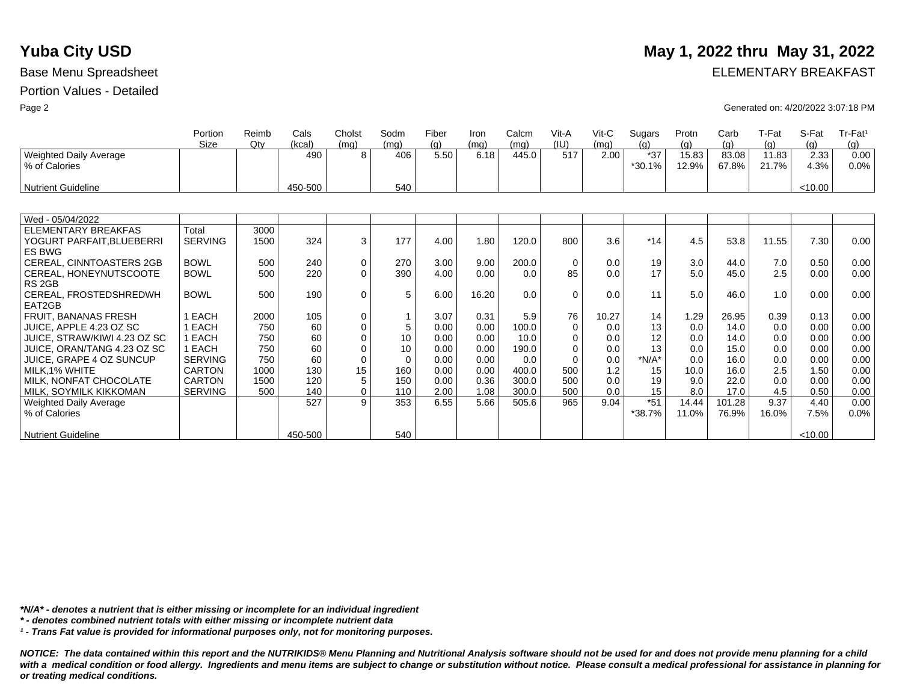# Yuba City USD

## May 1, 2022 thru May 31, 2022

Base Menu Spreadsheet

ELEMENTARY BREAKFAST

Portion Values - Detailed

Generated on: 4/20/2022 3:07:18 PM

| | Portion Size | Reimb Qty | Cals (kcal) | Cholst (mg) | Sodm (mg) | Fiber (g) | Iron (mg) | Calcm (mg) | Vit-A (IU) | Vit-C (mg) | Sugars (g) | Protn (g) | Carb (g) | T-Fat (g) | S-Fat (g) | Tr-Fat¹ (g) |
|---|---|---|---|---|---|---|---|---|---|---|---|---|---|---|---|---|
| Weighted Daily Average | | | 490 | 8 | 406 | 5.50 | 6.18 | 445.0 | 517 | 2.00 | *37 | 15.83 | 83.08 | 11.83 | 2.33 | 0.00 |
| % of Calories | | | | | | | | | | | *30.1% | 12.9% | 67.8% | 21.7% | 4.3% | 0.0% |
| Nutrient Guideline | | | 450-500 | | 540 | | | | | | | | | | <10.00 | |

| Wed - 05/04/2022 | Portion Size | Reimb Qty | Cals (kcal) | Cholst (mg) | Sodm (mg) | Fiber (g) | Iron (mg) | Calcm (mg) | Vit-A (IU) | Vit-C (mg) | Sugars (g) | Protn (g) | Carb (g) | T-Fat (g) | S-Fat (g) | Tr-Fat¹ (g) |
|---|---|---|---|---|---|---|---|---|---|---|---|---|---|---|---|---|
| ELEMENTARY BREAKFAS | Total | 3000 | | | | | | | | | | | | | | |
| YOGURT PARFAIT,BLUEBERRIES BWG | SERVING | 1500 | 324 | 3 | 177 | 4.00 | 1.80 | 120.0 | 800 | 3.6 | *14 | 4.5 | 53.8 | 11.55 | 7.30 | 0.00 |
| CEREAL, CINNTOASTERS 2GB | BOWL | 500 | 240 | 0 | 270 | 3.00 | 9.00 | 200.0 | 0 | 0.0 | 19 | 3.0 | 44.0 | 7.0 | 0.50 | 0.00 |
| CEREAL, HONEYNUTSCOOTERS 2GB | BOWL | 500 | 220 | 0 | 390 | 4.00 | 0.00 | 0.0 | 85 | 0.0 | 17 | 5.0 | 45.0 | 2.5 | 0.00 | 0.00 |
| CEREAL, FROSTEDSHREDWHEAT2GB | BOWL | 500 | 190 | 0 | 5 | 6.00 | 16.20 | 0.0 | 0 | 0.0 | 11 | 5.0 | 46.0 | 1.0 | 0.00 | 0.00 |
| FRUIT, BANANAS FRESH | 1 EACH | 2000 | 105 | 0 | 1 | 3.07 | 0.31 | 5.9 | 76 | 10.27 | 14 | 1.29 | 26.95 | 0.39 | 0.13 | 0.00 |
| JUICE, APPLE 4.23 OZ SC | 1 EACH | 750 | 60 | 0 | 5 | 0.00 | 0.00 | 100.0 | 0 | 0.0 | 13 | 0.0 | 14.0 | 0.0 | 0.00 | 0.00 |
| JUICE, STRAW/KIWI 4.23 OZ SC | 1 EACH | 750 | 60 | 0 | 10 | 0.00 | 0.00 | 10.0 | 0 | 0.0 | 12 | 0.0 | 14.0 | 0.0 | 0.00 | 0.00 |
| JUICE, ORAN/TANG 4.23 OZ SC | 1 EACH | 750 | 60 | 0 | 10 | 0.00 | 0.00 | 190.0 | 0 | 0.0 | 13 | 0.0 | 15.0 | 0.0 | 0.00 | 0.00 |
| JUICE, GRAPE 4 OZ SUNCUP | SERVING | 750 | 60 | 0 | 0 | 0.00 | 0.00 | 0.0 | 0 | 0.0 | *N/A* | 0.0 | 16.0 | 0.0 | 0.00 | 0.00 |
| MILK,1% WHITE | CARTON | 1000 | 130 | 15 | 160 | 0.00 | 0.00 | 400.0 | 500 | 1.2 | 15 | 10.0 | 16.0 | 2.5 | 1.50 | 0.00 |
| MILK, NONFAT CHOCOLATE | CARTON | 1500 | 120 | 5 | 150 | 0.00 | 0.36 | 300.0 | 500 | 0.0 | 19 | 9.0 | 22.0 | 0.0 | 0.00 | 0.00 |
| MILK, SOYMILK KIKKOMAN | SERVING | 500 | 140 | 0 | 110 | 2.00 | 1.08 | 300.0 | 500 | 0.0 | 15 | 8.0 | 17.0 | 4.5 | 0.50 | 0.00 |
| Weighted Daily Average | | | 527 | 9 | 353 | 6.55 | 5.66 | 505.6 | 965 | 9.04 | *51 | 14.44 | 101.28 | 9.37 | 4.40 | 0.00 |
| % of Calories | | | | | | | | | | | *38.7% | 11.0% | 76.9% | 16.0% | 7.5% | 0.0% |
| Nutrient Guideline | | | 450-500 | | 540 | | | | | | | | | | <10.00 | |

***N/A* - denotes a nutrient that is either missing or incomplete for an individual ingredient***

***\* - denotes combined nutrient totals with either missing or incomplete nutrient data***

***¹ - Trans Fat value is provided for informational purposes only, not for monitoring purposes.***

***NOTICE: The data contained within this report and the NUTRIKIDS® Menu Planning and Nutritional Analysis software should not be used for and does not provide menu planning for a child with a medical condition or food allergy. Ingredients and menu items are subject to change or substitution without notice. Please consult a medical professional for assistance in planning for or treating medical conditions.***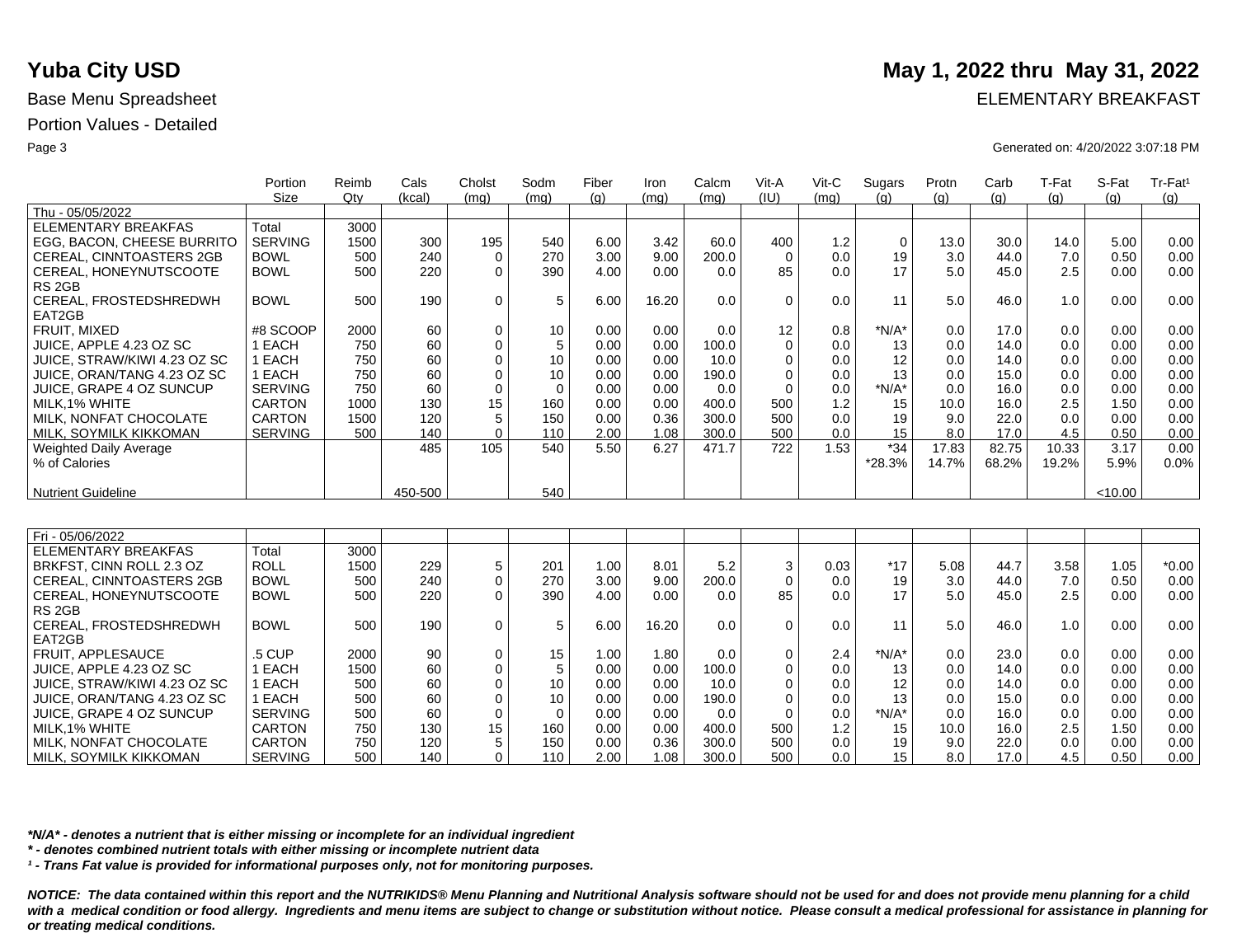# Yuba City USD

**May 1, 2022 thru May 31, 2022**

Base Menu Spreadsheet

ELEMENTARY BREAKFAST

Portion Values - Detailed

Generated on: 4/20/2022 3:07:18 PM

| | Portion Size | Reimb Qty | Cals (kcal) | Cholst (mg) | Sodm (mg) | Fiber (g) | Iron (mg) | Calcm (mg) | Vit-A (IU) | Vit-C (mg) | Sugars (g) | Protn (g) | Carb (g) | T-Fat (g) | S-Fat (g) | Tr-Fat[1] (g) |
|---|---|---|---|---|---|---|---|---|---|---|---|---|---|---|---|---|
| Thu - 05/05/2022 | | | | | | | | | | | | | | | | |
| ELEMENTARY BREAKFAS | Total | 3000 | | | | | | | | | | | | | | |
| EGG, BACON, CHEESE BURRITO | SERVING | 1500 | 300 | 195 | 540 | 6.00 | 3.42 | 60.0 | 400 | 1.2 | 0 | 13.0 | 30.0 | 14.0 | 5.00 | 0.00 |
| CEREAL, CINNTOASTERS 2GB | BOWL | 500 | 240 | 0 | 270 | 3.00 | 9.00 | 200.0 | 0 | 0.0 | 19 | 3.0 | 44.0 | 7.0 | 0.50 | 0.00 |
| CEREAL, HONEYNUTSCOOTE RS 2GB | BOWL | 500 | 220 | 0 | 390 | 4.00 | 0.00 | 0.0 | 85 | 0.0 | 17 | 5.0 | 45.0 | 2.5 | 0.00 | 0.00 |
| CEREAL, FROSTEDSHREDWH EAT2GB | BOWL | 500 | 190 | 0 | 5 | 6.00 | 16.20 | 0.0 | 0 | 0.0 | 11 | 5.0 | 46.0 | 1.0 | 0.00 | 0.00 |
| FRUIT, MIXED | #8 SCOOP | 2000 | 60 | 0 | 10 | 0.00 | 0.00 | 0.0 | 12 | 0.8 | *N/A* | 0.0 | 17.0 | 0.0 | 0.00 | 0.00 |
| JUICE, APPLE 4.23 OZ SC | 1 EACH | 750 | 60 | 0 | 5 | 0.00 | 0.00 | 100.0 | 0 | 0.0 | 13 | 0.0 | 14.0 | 0.0 | 0.00 | 0.00 |
| JUICE, STRAW/KIWI 4.23 OZ SC | 1 EACH | 750 | 60 | 0 | 10 | 0.00 | 0.00 | 10.0 | 0 | 0.0 | 12 | 0.0 | 14.0 | 0.0 | 0.00 | 0.00 |
| JUICE, ORAN/TANG 4.23 OZ SC | 1 EACH | 750 | 60 | 0 | 10 | 0.00 | 0.00 | 190.0 | 0 | 0.0 | 13 | 0.0 | 15.0 | 0.0 | 0.00 | 0.00 |
| JUICE, GRAPE 4 OZ SUNCUP | SERVING | 750 | 60 | 0 | 0 | 0.00 | 0.00 | 0.0 | 0 | 0.0 | *N/A* | 0.0 | 16.0 | 0.0 | 0.00 | 0.00 |
| MILK,1% WHITE | CARTON | 1000 | 130 | 15 | 160 | 0.00 | 0.00 | 400.0 | 500 | 1.2 | 15 | 10.0 | 16.0 | 2.5 | 1.50 | 0.00 |
| MILK, NONFAT CHOCOLATE | CARTON | 1500 | 120 | 5 | 150 | 0.00 | 0.36 | 300.0 | 500 | 0.0 | 19 | 9.0 | 22.0 | 0.0 | 0.00 | 0.00 |
| MILK, SOYMILK KIKKOMAN | SERVING | 500 | 140 | 0 | 110 | 2.00 | 1.08 | 300.0 | 500 | 0.0 | 15 | 8.0 | 17.0 | 4.5 | 0.50 | 0.00 |
| Weighted Daily Average | | | 485 | 105 | 540 | 5.50 | 6.27 | 471.7 | 722 | 1.53 | *34 | 17.83 | 82.75 | 10.33 | 3.17 | 0.00 |
| % of Calories | | | | | | | | | | | *28.3% | 14.7% | 68.2% | 19.2% | 5.9% | 0.0% |
| Nutrient Guideline | | | 450-500 | | 540 | | | | | | | | | | <10.00 | |

| | Portion Size | Reimb Qty | Cals (kcal) | Cholst (mg) | Sodm (mg) | Fiber (g) | Iron (mg) | Calcm (mg) | Vit-A (IU) | Vit-C (mg) | Sugars (g) | Protn (g) | Carb (g) | T-Fat (g) | S-Fat (g) | Tr-Fat[1] (g) |
|---|---|---|---|---|---|---|---|---|---|---|---|---|---|---|---|---|
| Fri - 05/06/2022 | | | | | | | | | | | | | | | | |
| ELEMENTARY BREAKFAS | Total | 3000 | | | | | | | | | | | | | | |
| BRKFST, CINN ROLL 2.3 OZ | ROLL | 1500 | 229 | 5 | 201 | 1.00 | 8.01 | 5.2 | 3 | 0.03 | *17 | 5.08 | 44.7 | 3.58 | 1.05 | *0.00 |
| CEREAL, CINNTOASTERS 2GB | BOWL | 500 | 240 | 0 | 270 | 3.00 | 9.00 | 200.0 | 0 | 0.0 | 19 | 3.0 | 44.0 | 7.0 | 0.50 | 0.00 |
| CEREAL, HONEYNUTSCOOTE RS 2GB | BOWL | 500 | 220 | 0 | 390 | 4.00 | 0.00 | 0.0 | 85 | 0.0 | 17 | 5.0 | 45.0 | 2.5 | 0.00 | 0.00 |
| CEREAL, FROSTEDSHREDWH EAT2GB | BOWL | 500 | 190 | 0 | 5 | 6.00 | 16.20 | 0.0 | 0 | 0.0 | 11 | 5.0 | 46.0 | 1.0 | 0.00 | 0.00 |
| FRUIT, APPLESAUCE | .5 CUP | 2000 | 90 | 0 | 15 | 1.00 | 1.80 | 0.0 | 0 | 2.4 | *N/A* | 0.0 | 23.0 | 0.0 | 0.00 | 0.00 |
| JUICE, APPLE 4.23 OZ SC | 1 EACH | 1500 | 60 | 0 | 5 | 0.00 | 0.00 | 100.0 | 0 | 0.0 | 13 | 0.0 | 14.0 | 0.0 | 0.00 | 0.00 |
| JUICE, STRAW/KIWI 4.23 OZ SC | 1 EACH | 500 | 60 | 0 | 10 | 0.00 | 0.00 | 10.0 | 0 | 0.0 | 12 | 0.0 | 14.0 | 0.0 | 0.00 | 0.00 |
| JUICE, ORAN/TANG 4.23 OZ SC | 1 EACH | 500 | 60 | 0 | 10 | 0.00 | 0.00 | 190.0 | 0 | 0.0 | 13 | 0.0 | 15.0 | 0.0 | 0.00 | 0.00 |
| JUICE, GRAPE 4 OZ SUNCUP | SERVING | 500 | 60 | 0 | 0 | 0.00 | 0.00 | 0.0 | 0 | 0.0 | *N/A* | 0.0 | 16.0 | 0.0 | 0.00 | 0.00 |
| MILK,1% WHITE | CARTON | 750 | 130 | 15 | 160 | 0.00 | 0.00 | 400.0 | 500 | 1.2 | 15 | 10.0 | 16.0 | 2.5 | 1.50 | 0.00 |
| MILK, NONFAT CHOCOLATE | CARTON | 750 | 120 | 5 | 150 | 0.00 | 0.36 | 300.0 | 500 | 0.0 | 19 | 9.0 | 22.0 | 0.0 | 0.00 | 0.00 |
| MILK, SOYMILK KIKKOMAN | SERVING | 500 | 140 | 0 | 110 | 2.00 | 1.08 | 300.0 | 500 | 0.0 | 15 | 8.0 | 17.0 | 4.5 | 0.50 | 0.00 |

***N/A* - denotes a nutrient that is either missing or incomplete for an individual ingredient***

*** - denotes combined nutrient totals with either missing or incomplete nutrient data***

***[1] - Trans Fat value is provided for informational purposes only, not for monitoring purposes.***

***NOTICE: The data contained within this report and the NUTRIKIDS® Menu Planning and Nutritional Analysis software should not be used for and does not provide menu planning for a child with a medical condition or food allergy. Ingredients and menu items are subject to change or substitution without notice. Please consult a medical professional for assistance in planning for or treating medical conditions.***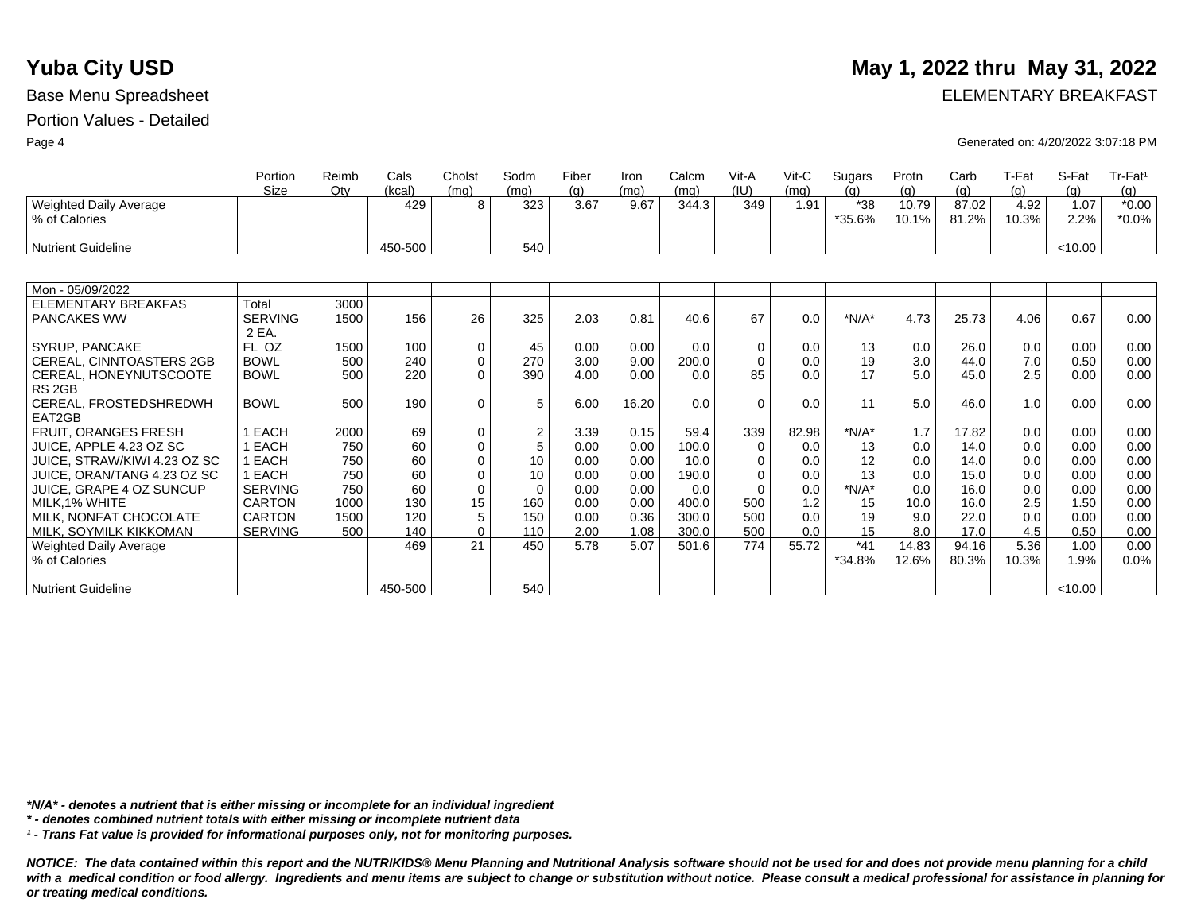# Yuba City USD

**May 1, 2022 thru May 31, 2022**

Base Menu Spreadsheet

ELEMENTARY BREAKFAST

Portion Values - Detailed

Generated on: 4/20/2022 3:07:18 PM

| | Portion Size | Reimb Qty | Cals (kcal) | Cholst (mg) | Sodm (mg) | Fiber (g) | Iron (mg) | Calcm (mg) | Vit-A (IU) | Vit-C (mg) | Sugars (g) | Protn (g) | Carb (g) | T-Fat (g) | S-Fat (g) | Tr-Fat¹ (g) |
|---|---|---|---|---|---|---|---|---|---|---|---|---|---|---|---|---|
| Weighted Daily Average | | | 429 | 8 | 323 | 3.67 | 9.67 | 344.3 | 349 | 1.91 | *38 | 10.79 | 87.02 | 4.92 | 1.07 | *0.00 |
| % of Calories | | | | | | | | | | | *35.6% | 10.1% | 81.2% | 10.3% | 2.2% | *0.0% |
| Nutrient Guideline | | | 450-500 | | 540 | | | | | | | | | | <10.00 | |

| | Portion Size | Reimb Qty | Cals (kcal) | Cholst (mg) | Sodm (mg) | Fiber (g) | Iron (mg) | Calcm (mg) | Vit-A (IU) | Vit-C (mg) | Sugars (g) | Protn (g) | Carb (g) | T-Fat (g) | S-Fat (g) | Tr-Fat¹ (g) |
|---|---|---|---|---|---|---|---|---|---|---|---|---|---|---|---|---|
| Mon - 05/09/2022 | | | | | | | | | | | | | | | | |
| ELEMENTARY BREAKFAS | Total | 3000 | | | | | | | | | | | | | | |
| PANCAKES WW | SERVING 2 EA. | 1500 | 156 | 26 | 325 | 2.03 | 0.81 | 40.6 | 67 | 0.0 | *N/A* | 4.73 | 25.73 | 4.06 | 0.67 | 0.00 |
| SYRUP, PANCAKE | FL OZ | 1500 | 100 | 0 | 45 | 0.00 | 0.00 | 0.0 | 0 | 0.0 | 13 | 0.0 | 26.0 | 0.0 | 0.00 | 0.00 |
| CEREAL, CINNTOASTERS 2GB | BOWL | 500 | 240 | 0 | 270 | 3.00 | 9.00 | 200.0 | 0 | 0.0 | 19 | 3.0 | 44.0 | 7.0 | 0.50 | 0.00 |
| CEREAL, HONEYNUTSCOOTERS 2GB | BOWL | 500 | 220 | 0 | 390 | 4.00 | 0.00 | 0.0 | 85 | 0.0 | 17 | 5.0 | 45.0 | 2.5 | 0.00 | 0.00 |
| CEREAL, FROSTEDSHREDWHEAT2GB | BOWL | 500 | 190 | 0 | 5 | 6.00 | 16.20 | 0.0 | 0 | 0.0 | 11 | 5.0 | 46.0 | 1.0 | 0.00 | 0.00 |
| FRUIT, ORANGES FRESH | 1 EACH | 2000 | 69 | 0 | 2 | 3.39 | 0.15 | 59.4 | 339 | 82.98 | *N/A* | 1.7 | 17.82 | 0.0 | 0.00 | 0.00 |
| JUICE, APPLE 4.23 OZ SC | 1 EACH | 750 | 60 | 0 | 5 | 0.00 | 0.00 | 100.0 | 0 | 0.0 | 13 | 0.0 | 14.0 | 0.0 | 0.00 | 0.00 |
| JUICE, STRAW/KIWI 4.23 OZ SC | 1 EACH | 750 | 60 | 0 | 10 | 0.00 | 0.00 | 10.0 | 0 | 0.0 | 12 | 0.0 | 14.0 | 0.0 | 0.00 | 0.00 |
| JUICE, ORAN/TANG 4.23 OZ SC | 1 EACH | 750 | 60 | 0 | 10 | 0.00 | 0.00 | 190.0 | 0 | 0.0 | 13 | 0.0 | 15.0 | 0.0 | 0.00 | 0.00 |
| JUICE, GRAPE 4 OZ SUNCUP | SERVING | 750 | 60 | 0 | 0 | 0.00 | 0.00 | 0.0 | 0 | 0.0 | *N/A* | 0.0 | 16.0 | 0.0 | 0.00 | 0.00 |
| MILK,1% WHITE | CARTON | 1000 | 130 | 15 | 160 | 0.00 | 0.00 | 400.0 | 500 | 1.2 | 15 | 10.0 | 16.0 | 2.5 | 1.50 | 0.00 |
| MILK, NONFAT CHOCOLATE | CARTON | 1500 | 120 | 5 | 150 | 0.00 | 0.36 | 300.0 | 500 | 0.0 | 19 | 9.0 | 22.0 | 0.0 | 0.00 | 0.00 |
| MILK, SOYMILK KIKKOMAN | SERVING | 500 | 140 | 0 | 110 | 2.00 | 1.08 | 300.0 | 500 | 0.0 | 15 | 8.0 | 17.0 | 4.5 | 0.50 | 0.00 |
| Weighted Daily Average | | | 469 | 21 | 450 | 5.78 | 5.07 | 501.6 | 774 | 55.72 | *41 | 14.83 | 94.16 | 5.36 | 1.00 | 0.00 |
| % of Calories | | | | | | | | | | | *34.8% | 12.6% | 80.3% | 10.3% | 1.9% | 0.0% |
| Nutrient Guideline | | | 450-500 | | 540 | | | | | | | | | | <10.00 | |

***N/A* - denotes a nutrient that is either missing or incomplete for an individual ingredient***

***\* - denotes combined nutrient totals with either missing or incomplete nutrient data***

***¹ - Trans Fat value is provided for informational purposes only, not for monitoring purposes.***

***NOTICE: The data contained within this report and the NUTRIKIDS® Menu Planning and Nutritional Analysis software should not be used for and does not provide menu planning for a child with a medical condition or food allergy. Ingredients and menu items are subject to change or substitution without notice. Please consult a medical professional for assistance in planning for or treating medical conditions.***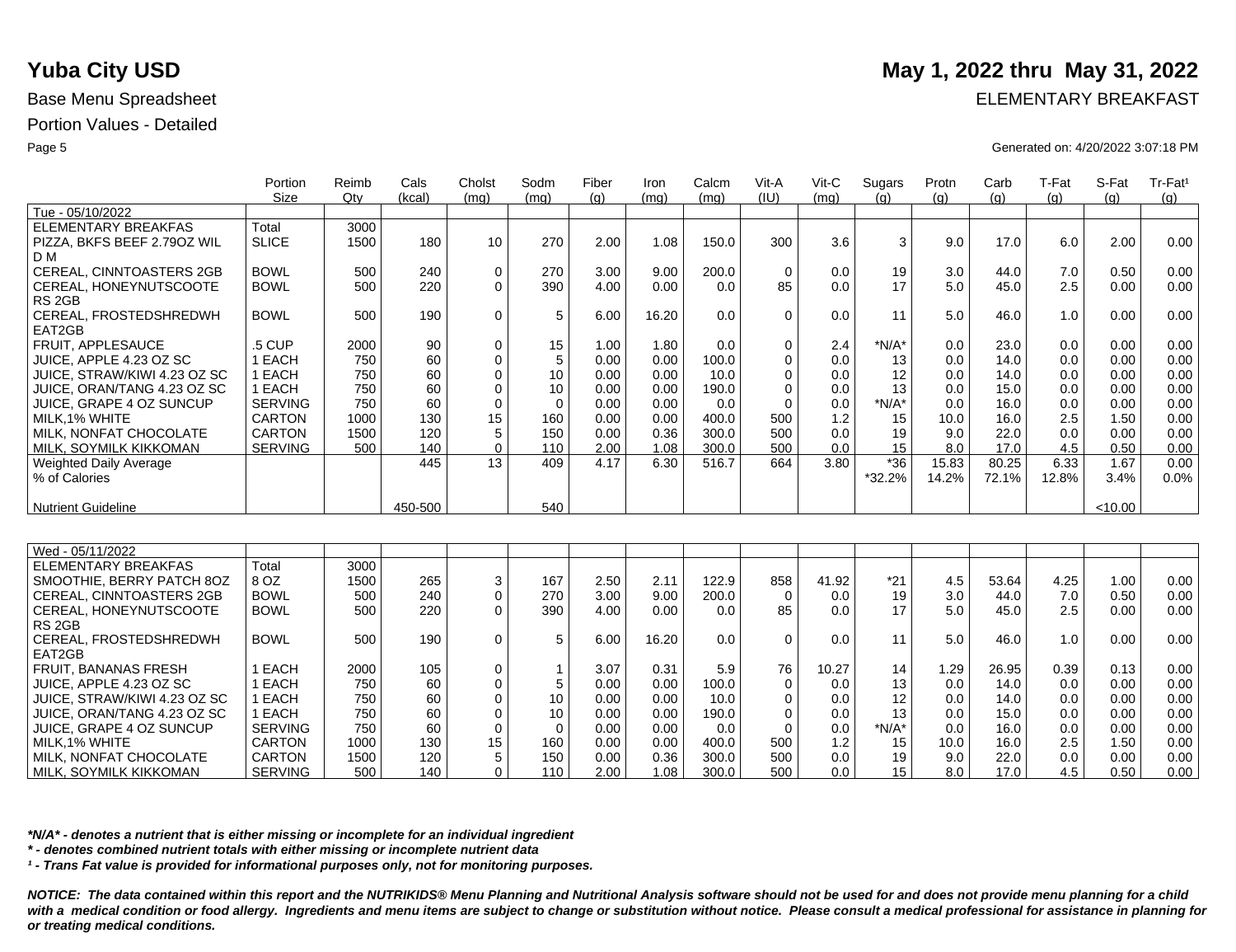# Yuba City USD

**May 1, 2022 thru May 31, 2022**

Base Menu Spreadsheet

ELEMENTARY BREAKFAST

Portion Values - Detailed

Generated on: 4/20/2022 3:07:18 PM

| | Portion Size | Reimb Qty | Cals (kcal) | Cholst (mg) | Sodm (mg) | Fiber (g) | Iron (mg) | Calcm (mg) | Vit-A (IU) | Vit-C (mg) | Sugars (g) | Protn (g) | Carb (g) | T-Fat (g) | S-Fat (g) | Tr-Fat[1] (g) |
|---|---|---|---|---|---|---|---|---|---|---|---|---|---|---|---|---|
| Tue - 05/10/2022 | | | | | | | | | | | | | | | | |
| ELEMENTARY BREAKFAS | Total | 3000 | | | | | | | | | | | | | | |
| PIZZA, BKFS BEEF 2.79OZ WIL D M | SLICE | 1500 | 180 | 10 | 270 | 2.00 | 1.08 | 150.0 | 300 | 3.6 | 3 | 9.0 | 17.0 | 6.0 | 2.00 | 0.00 |
| CEREAL, CINNTOASTERS 2GB | BOWL | 500 | 240 | 0 | 270 | 3.00 | 9.00 | 200.0 | 0 | 0.0 | 19 | 3.0 | 44.0 | 7.0 | 0.50 | 0.00 |
| CEREAL, HONEYNUTSCOOTE RS 2GB | BOWL | 500 | 220 | 0 | 390 | 4.00 | 0.00 | 0.0 | 85 | 0.0 | 17 | 5.0 | 45.0 | 2.5 | 0.00 | 0.00 |
| CEREAL, FROSTEDSHREDWH EAT2GB | BOWL | 500 | 190 | 0 | 5 | 6.00 | 16.20 | 0.0 | 0 | 0.0 | 11 | 5.0 | 46.0 | 1.0 | 0.00 | 0.00 |
| FRUIT, APPLESAUCE | .5 CUP | 2000 | 90 | 0 | 15 | 1.00 | 1.80 | 0.0 | 0 | 2.4 | *N/A* | 0.0 | 23.0 | 0.0 | 0.00 | 0.00 |
| JUICE, APPLE 4.23 OZ SC | 1 EACH | 750 | 60 | 0 | 5 | 0.00 | 0.00 | 100.0 | 0 | 0.0 | 13 | 0.0 | 14.0 | 0.0 | 0.00 | 0.00 |
| JUICE, STRAW/KIWI 4.23 OZ SC | 1 EACH | 750 | 60 | 0 | 10 | 0.00 | 0.00 | 10.0 | 0 | 0.0 | 12 | 0.0 | 14.0 | 0.0 | 0.00 | 0.00 |
| JUICE, ORAN/TANG 4.23 OZ SC | 1 EACH | 750 | 60 | 0 | 10 | 0.00 | 0.00 | 190.0 | 0 | 0.0 | 13 | 0.0 | 15.0 | 0.0 | 0.00 | 0.00 |
| JUICE, GRAPE 4 OZ SUNCUP | SERVING | 750 | 60 | 0 | 0 | 0.00 | 0.00 | 0.0 | 0 | 0.0 | *N/A* | 0.0 | 16.0 | 0.0 | 0.00 | 0.00 |
| MILK,1% WHITE | CARTON | 1000 | 130 | 15 | 160 | 0.00 | 0.00 | 400.0 | 500 | 1.2 | 15 | 10.0 | 16.0 | 2.5 | 1.50 | 0.00 |
| MILK, NONFAT CHOCOLATE | CARTON | 1500 | 120 | 5 | 150 | 0.00 | 0.36 | 300.0 | 500 | 0.0 | 19 | 9.0 | 22.0 | 0.0 | 0.00 | 0.00 |
| MILK, SOYMILK KIKKOMAN | SERVING | 500 | 140 | 0 | 110 | 2.00 | 1.08 | 300.0 | 500 | 0.0 | 15 | 8.0 | 17.0 | 4.5 | 0.50 | 0.00 |
| Weighted Daily Average | | | 445 | 13 | 409 | 4.17 | 6.30 | 516.7 | 664 | 3.80 | *36 | 15.83 | 80.25 | 6.33 | 1.67 | 0.00 |
| % of Calories | | | | | | | | | | | *32.2% | 14.2% | 72.1% | 12.8% | 3.4% | 0.0% |
| Nutrient Guideline | | | 450-500 | | 540 | | | | | | | | | | <10.00 | |

| | Portion Size | Reimb Qty | Cals (kcal) | Cholst (mg) | Sodm (mg) | Fiber (g) | Iron (mg) | Calcm (mg) | Vit-A (IU) | Vit-C (mg) | Sugars (g) | Protn (g) | Carb (g) | T-Fat (g) | S-Fat (g) | Tr-Fat[1] (g) |
|---|---|---|---|---|---|---|---|---|---|---|---|---|---|---|---|---|
| Wed - 05/11/2022 | | | | | | | | | | | | | | | | |
| ELEMENTARY BREAKFAS | Total | 3000 | | | | | | | | | | | | | | |
| SMOOTHIE, BERRY PATCH 8OZ | 8 OZ | 1500 | 265 | 3 | 167 | 2.50 | 2.11 | 122.9 | 858 | 41.92 | *21 | 4.5 | 53.64 | 4.25 | 1.00 | 0.00 |
| CEREAL, CINNTOASTERS 2GB | BOWL | 500 | 240 | 0 | 270 | 3.00 | 9.00 | 200.0 | 0 | 0.0 | 19 | 3.0 | 44.0 | 7.0 | 0.50 | 0.00 |
| CEREAL, HONEYNUTSCOOTE RS 2GB | BOWL | 500 | 220 | 0 | 390 | 4.00 | 0.00 | 0.0 | 85 | 0.0 | 17 | 5.0 | 45.0 | 2.5 | 0.00 | 0.00 |
| CEREAL, FROSTEDSHREDWH EAT2GB | BOWL | 500 | 190 | 0 | 5 | 6.00 | 16.20 | 0.0 | 0 | 0.0 | 11 | 5.0 | 46.0 | 1.0 | 0.00 | 0.00 |
| FRUIT, BANANAS FRESH | 1 EACH | 2000 | 105 | 0 | 1 | 3.07 | 0.31 | 5.9 | 76 | 10.27 | 14 | 1.29 | 26.95 | 0.39 | 0.13 | 0.00 |
| JUICE, APPLE 4.23 OZ SC | 1 EACH | 750 | 60 | 0 | 5 | 0.00 | 0.00 | 100.0 | 0 | 0.0 | 13 | 0.0 | 14.0 | 0.0 | 0.00 | 0.00 |
| JUICE, STRAW/KIWI 4.23 OZ SC | 1 EACH | 750 | 60 | 0 | 10 | 0.00 | 0.00 | 10.0 | 0 | 0.0 | 12 | 0.0 | 14.0 | 0.0 | 0.00 | 0.00 |
| JUICE, ORAN/TANG 4.23 OZ SC | 1 EACH | 750 | 60 | 0 | 10 | 0.00 | 0.00 | 190.0 | 0 | 0.0 | 13 | 0.0 | 15.0 | 0.0 | 0.00 | 0.00 |
| JUICE, GRAPE 4 OZ SUNCUP | SERVING | 750 | 60 | 0 | 0 | 0.00 | 0.00 | 0.0 | 0 | 0.0 | *N/A* | 0.0 | 16.0 | 0.0 | 0.00 | 0.00 |
| MILK,1% WHITE | CARTON | 1000 | 130 | 15 | 160 | 0.00 | 0.00 | 400.0 | 500 | 1.2 | 15 | 10.0 | 16.0 | 2.5 | 1.50 | 0.00 |
| MILK, NONFAT CHOCOLATE | CARTON | 1500 | 120 | 5 | 150 | 0.00 | 0.36 | 300.0 | 500 | 0.0 | 19 | 9.0 | 22.0 | 0.0 | 0.00 | 0.00 |
| MILK, SOYMILK KIKKOMAN | SERVING | 500 | 140 | 0 | 110 | 2.00 | 1.08 | 300.0 | 500 | 0.0 | 15 | 8.0 | 17.0 | 4.5 | 0.50 | 0.00 |

*\*N/A\* - denotes a nutrient that is either missing or incomplete for an individual ingredient*

*\* - denotes combined nutrient totals with either missing or incomplete nutrient data*

*[1] - Trans Fat value is provided for informational purposes only, not for monitoring purposes.*

***NOTICE: The data contained within this report and the NUTRIKIDS® Menu Planning and Nutritional Analysis software should not be used for and does not provide menu planning for a child with a medical condition or food allergy. Ingredients and menu items are subject to change or substitution without notice. Please consult a medical professional for assistance in planning for or treating medical conditions.***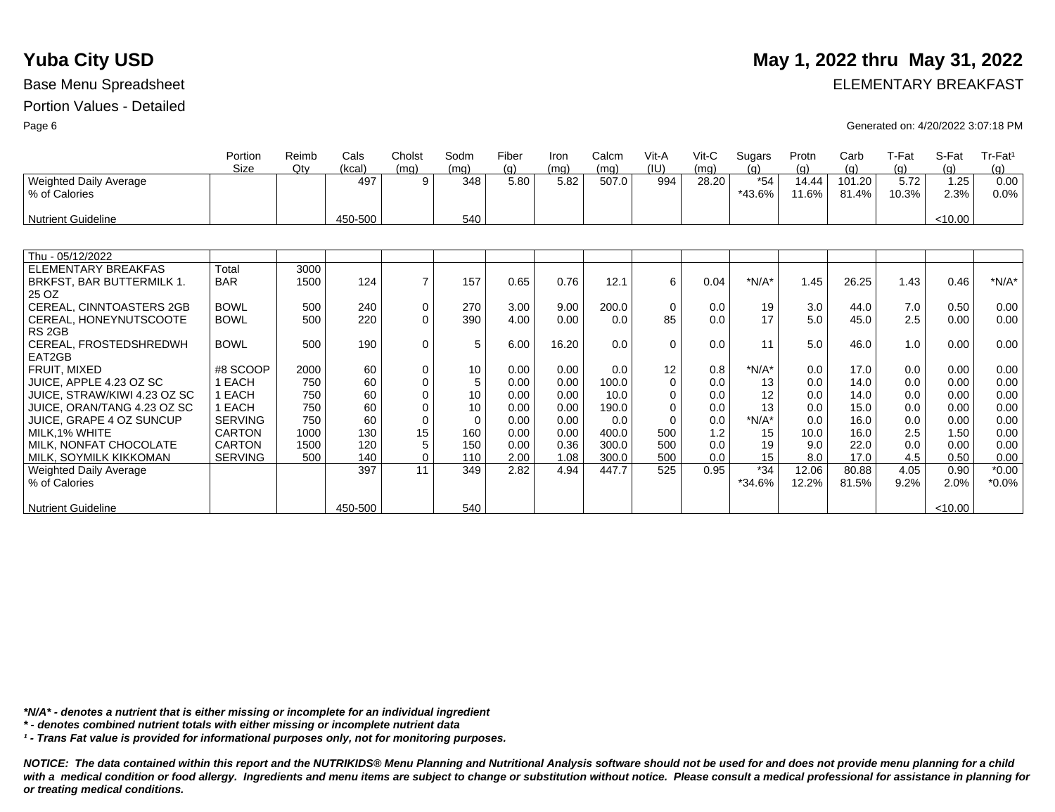# Yuba City USD

**May 1, 2022 thru May 31, 2022**

Base Menu Spreadsheet

ELEMENTARY BREAKFAST

Portion Values - Detailed

Generated on: 4/20/2022 3:07:18 PM

| | Portion Size | Reimb Qty | Cals (kcal) | Cholst (mg) | Sodm (mg) | Fiber (g) | Iron (mg) | Calcm (mg) | Vit-A (IU) | Vit-C (mg) | Sugars (g) | Protn (g) | Carb (g) | T-Fat (g) | S-Fat (g) | Tr-Fat¹ (g) |
|---|---|---|---|---|---|---|---|---|---|---|---|---|---|---|---|---|
| Weighted Daily Average | | | 497 | 9 | 348 | 5.80 | 5.82 | 507.0 | 994 | 28.20 | *54 | 14.44 | 101.20 | 5.72 | 1.25 | 0.00 |
| % of Calories | | | | | | | | | | | *43.6% | 11.6% | 81.4% | 10.3% | 2.3% | 0.0% |
| Nutrient Guideline | | | 450-500 | | 540 | | | | | | | | | | <10.00 | |

| | Portion Size | Reimb Qty | Cals (kcal) | Cholst (mg) | Sodm (mg) | Fiber (g) | Iron (mg) | Calcm (mg) | Vit-A (IU) | Vit-C (mg) | Sugars (g) | Protn (g) | Carb (g) | T-Fat (g) | S-Fat (g) | Tr-Fat¹ (g) |
|---|---|---|---|---|---|---|---|---|---|---|---|---|---|---|---|---|
| Thu - 05/12/2022 | | | | | | | | | | | | | | | | |
| ELEMENTARY BREAKFAS | Total | 3000 | | | | | | | | | | | | | | |
| BRKFST, BAR BUTTERMILK 1.25 OZ | BAR | 1500 | 124 | 7 | 157 | 0.65 | 0.76 | 12.1 | 6 | 0.04 | *N/A* | 1.45 | 26.25 | 1.43 | 0.46 | *N/A* |
| CEREAL, CINNTOASTERS 2GB | BOWL | 500 | 240 | 0 | 270 | 3.00 | 9.00 | 200.0 | 0 | 0.0 | 19 | 3.0 | 44.0 | 7.0 | 0.50 | 0.00 |
| CEREAL, HONEYNUTSCOOTERS 2GB | BOWL | 500 | 220 | 0 | 390 | 4.00 | 0.00 | 0.0 | 85 | 0.0 | 17 | 5.0 | 45.0 | 2.5 | 0.00 | 0.00 |
| CEREAL, FROSTEDSHREDWHEAT2GB | BOWL | 500 | 190 | 0 | 5 | 6.00 | 16.20 | 0.0 | 0 | 0.0 | 11 | 5.0 | 46.0 | 1.0 | 0.00 | 0.00 |
| FRUIT, MIXED | #8 SCOOP | 2000 | 60 | 0 | 10 | 0.00 | 0.00 | 0.0 | 12 | 0.8 | *N/A* | 0.0 | 17.0 | 0.0 | 0.00 | 0.00 |
| JUICE, APPLE 4.23 OZ SC | 1 EACH | 750 | 60 | 0 | 5 | 0.00 | 0.00 | 100.0 | 0 | 0.0 | 13 | 0.0 | 14.0 | 0.0 | 0.00 | 0.00 |
| JUICE, STRAW/KIWI 4.23 OZ SC | 1 EACH | 750 | 60 | 0 | 10 | 0.00 | 0.00 | 10.0 | 0 | 0.0 | 12 | 0.0 | 14.0 | 0.0 | 0.00 | 0.00 |
| JUICE, ORAN/TANG 4.23 OZ SC | 1 EACH | 750 | 60 | 0 | 10 | 0.00 | 0.00 | 190.0 | 0 | 0.0 | 13 | 0.0 | 15.0 | 0.0 | 0.00 | 0.00 |
| JUICE, GRAPE 4 OZ SUNCUP | SERVING | 750 | 60 | 0 | 0 | 0.00 | 0.00 | 0.0 | 0 | 0.0 | *N/A* | 0.0 | 16.0 | 0.0 | 0.00 | 0.00 |
| MILK,1% WHITE | CARTON | 1000 | 130 | 15 | 160 | 0.00 | 0.00 | 400.0 | 500 | 1.2 | 15 | 10.0 | 16.0 | 2.5 | 1.50 | 0.00 |
| MILK, NONFAT CHOCOLATE | CARTON | 1500 | 120 | 5 | 150 | 0.00 | 0.36 | 300.0 | 500 | 0.0 | 19 | 9.0 | 22.0 | 0.0 | 0.00 | 0.00 |
| MILK, SOYMILK KIKKOMAN | SERVING | 500 | 140 | 0 | 110 | 2.00 | 1.08 | 300.0 | 500 | 0.0 | 15 | 8.0 | 17.0 | 4.5 | 0.50 | 0.00 |
| Weighted Daily Average | | | 397 | 11 | 349 | 2.82 | 4.94 | 447.7 | 525 | 0.95 | *34 | 12.06 | 80.88 | 4.05 | 0.90 | *0.00 |
| % of Calories | | | | | | | | | | | *34.6% | 12.2% | 81.5% | 9.2% | 2.0% | *0.0% |
| Nutrient Guideline | | | 450-500 | | 540 | | | | | | | | | | <10.00 | |

***N/A* - denotes a nutrient that is either missing or incomplete for an individual ingredient***

***\* - denotes combined nutrient totals with either missing or incomplete nutrient data***

***¹ - Trans Fat value is provided for informational purposes only, not for monitoring purposes.***

***NOTICE: The data contained within this report and the NUTRIKIDS® Menu Planning and Nutritional Analysis software should not be used for and does not provide menu planning for a child with a medical condition or food allergy. Ingredients and menu items are subject to change or substitution without notice. Please consult a medical professional for assistance in planning for or treating medical conditions.***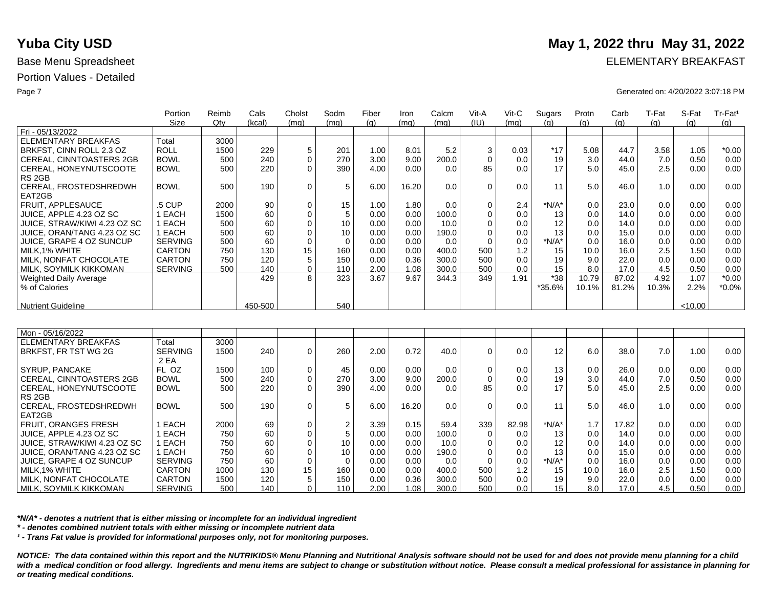# Yuba City USD

**May 1, 2022 thru May 31, 2022**

Base Menu Spreadsheet

ELEMENTARY BREAKFAST

Portion Values - Detailed

Generated on: 4/20/2022 3:07:18 PM

| | Portion Size | Reimb Qty | Cals (kcal) | Cholst (mg) | Sodm (mg) | Fiber (g) | Iron (mg) | Calcm (mg) | Vit-A (IU) | Vit-C (mg) | Sugars (g) | Protn (g) | Carb (g) | T-Fat (g) | S-Fat (g) | Tr-Fat¹ (g) |
|---|---|---|---|---|---|---|---|---|---|---|---|---|---|---|---|---|
| Fri - 05/13/2022 | | | | | | | | | | | | | | | | |
| ELEMENTARY BREAKFAS | Total | 3000 | | | | | | | | | | | | | | |
| BRKFST, CINN ROLL 2.3 OZ | ROLL | 1500 | 229 | 5 | 201 | 1.00 | 8.01 | 5.2 | 3 | 0.03 | *17 | 5.08 | 44.7 | 3.58 | 1.05 | *0.00 |
| CEREAL, CINNTOASTERS 2GB | BOWL | 500 | 240 | 0 | 270 | 3.00 | 9.00 | 200.0 | 0 | 0.0 | 19 | 3.0 | 44.0 | 7.0 | 0.50 | 0.00 |
| CEREAL, HONEYNUTSCOOTERS 2GB | BOWL | 500 | 220 | 0 | 390 | 4.00 | 0.00 | 0.0 | 85 | 0.0 | 17 | 5.0 | 45.0 | 2.5 | 0.00 | 0.00 |
| CEREAL, FROSTEDSHREDWHEAT2GB | BOWL | 500 | 190 | 0 | 5 | 6.00 | 16.20 | 0.0 | 0 | 0.0 | 11 | 5.0 | 46.0 | 1.0 | 0.00 | 0.00 |
| FRUIT, APPLESAUCE | .5 CUP | 2000 | 90 | 0 | 15 | 1.00 | 1.80 | 0.0 | 0 | 2.4 | *N/A* | 0.0 | 23.0 | 0.0 | 0.00 | 0.00 |
| JUICE, APPLE 4.23 OZ SC | 1 EACH | 1500 | 60 | 0 | 5 | 0.00 | 0.00 | 100.0 | 0 | 0.0 | 13 | 0.0 | 14.0 | 0.0 | 0.00 | 0.00 |
| JUICE, STRAW/KIWI 4.23 OZ SC | 1 EACH | 500 | 60 | 0 | 10 | 0.00 | 0.00 | 10.0 | 0 | 0.0 | 12 | 0.0 | 14.0 | 0.0 | 0.00 | 0.00 |
| JUICE, ORAN/TANG 4.23 OZ SC | 1 EACH | 500 | 60 | 0 | 10 | 0.00 | 0.00 | 190.0 | 0 | 0.0 | 13 | 0.0 | 15.0 | 0.0 | 0.00 | 0.00 |
| JUICE, GRAPE 4 OZ SUNCUP | SERVING | 500 | 60 | 0 | 0 | 0.00 | 0.00 | 0.0 | 0 | 0.0 | *N/A* | 0.0 | 16.0 | 0.0 | 0.00 | 0.00 |
| MILK,1% WHITE | CARTON | 750 | 130 | 15 | 160 | 0.00 | 0.00 | 400.0 | 500 | 1.2 | 15 | 10.0 | 16.0 | 2.5 | 1.50 | 0.00 |
| MILK, NONFAT CHOCOLATE | CARTON | 750 | 120 | 5 | 150 | 0.00 | 0.36 | 300.0 | 500 | 0.0 | 19 | 9.0 | 22.0 | 0.0 | 0.00 | 0.00 |
| MILK, SOYMILK KIKKOMAN | SERVING | 500 | 140 | 0 | 110 | 2.00 | 1.08 | 300.0 | 500 | 0.0 | 15 | 8.0 | 17.0 | 4.5 | 0.50 | 0.00 |
| Weighted Daily Average | | | 429 | 8 | 323 | 3.67 | 9.67 | 344.3 | 349 | 1.91 | *38 | 10.79 | 87.02 | 4.92 | 1.07 | *0.00 |
| % of Calories | | | | | | | | | | | *35.6% | 10.1% | 81.2% | 10.3% | 2.2% | *0.0% |
| Nutrient Guideline | | | 450-500 | | 540 | | | | | | | | | | <10.00 | |

| | Portion Size | Reimb Qty | Cals (kcal) | Cholst (mg) | Sodm (mg) | Fiber (g) | Iron (mg) | Calcm (mg) | Vit-A (IU) | Vit-C (mg) | Sugars (g) | Protn (g) | Carb (g) | T-Fat (g) | S-Fat (g) | Tr-Fat¹ (g) |
|---|---|---|---|---|---|---|---|---|---|---|---|---|---|---|---|---|
| Mon - 05/16/2022 | | | | | | | | | | | | | | | | |
| ELEMENTARY BREAKFAS | Total | 3000 | | | | | | | | | | | | | | |
| BRKFST, FR TST WG 2G | SERVING 2 EA | 1500 | 240 | 0 | 260 | 2.00 | 0.72 | 40.0 | 0 | 0.0 | 12 | 6.0 | 38.0 | 7.0 | 1.00 | 0.00 |
| SYRUP, PANCAKE | FL OZ | 1500 | 100 | 0 | 45 | 0.00 | 0.00 | 0.0 | 0 | 0.0 | 13 | 0.0 | 26.0 | 0.0 | 0.00 | 0.00 |
| CEREAL, CINNTOASTERS 2GB | BOWL | 500 | 240 | 0 | 270 | 3.00 | 9.00 | 200.0 | 0 | 0.0 | 19 | 3.0 | 44.0 | 7.0 | 0.50 | 0.00 |
| CEREAL, HONEYNUTSCOOTERS 2GB | BOWL | 500 | 220 | 0 | 390 | 4.00 | 0.00 | 0.0 | 85 | 0.0 | 17 | 5.0 | 45.0 | 2.5 | 0.00 | 0.00 |
| CEREAL, FROSTEDSHREDWHEAT2GB | BOWL | 500 | 190 | 0 | 5 | 6.00 | 16.20 | 0.0 | 0 | 0.0 | 11 | 5.0 | 46.0 | 1.0 | 0.00 | 0.00 |
| FRUIT, ORANGES FRESH | 1 EACH | 2000 | 69 | 0 | 2 | 3.39 | 0.15 | 59.4 | 339 | 82.98 | *N/A* | 1.7 | 17.82 | 0.0 | 0.00 | 0.00 |
| JUICE, APPLE 4.23 OZ SC | 1 EACH | 750 | 60 | 0 | 5 | 0.00 | 0.00 | 100.0 | 0 | 0.0 | 13 | 0.0 | 14.0 | 0.0 | 0.00 | 0.00 |
| JUICE, STRAW/KIWI 4.23 OZ SC | 1 EACH | 750 | 60 | 0 | 10 | 0.00 | 0.00 | 10.0 | 0 | 0.0 | 12 | 0.0 | 14.0 | 0.0 | 0.00 | 0.00 |
| JUICE, ORAN/TANG 4.23 OZ SC | 1 EACH | 750 | 60 | 0 | 10 | 0.00 | 0.00 | 190.0 | 0 | 0.0 | 13 | 0.0 | 15.0 | 0.0 | 0.00 | 0.00 |
| JUICE, GRAPE 4 OZ SUNCUP | SERVING | 750 | 60 | 0 | 0 | 0.00 | 0.00 | 0.0 | 0 | 0.0 | *N/A* | 0.0 | 16.0 | 0.0 | 0.00 | 0.00 |
| MILK,1% WHITE | CARTON | 1000 | 130 | 15 | 160 | 0.00 | 0.00 | 400.0 | 500 | 1.2 | 15 | 10.0 | 16.0 | 2.5 | 1.50 | 0.00 |
| MILK, NONFAT CHOCOLATE | CARTON | 1500 | 120 | 5 | 150 | 0.00 | 0.36 | 300.0 | 500 | 0.0 | 19 | 9.0 | 22.0 | 0.0 | 0.00 | 0.00 |
| MILK, SOYMILK KIKKOMAN | SERVING | 500 | 140 | 0 | 110 | 2.00 | 1.08 | 300.0 | 500 | 0.0 | 15 | 8.0 | 17.0 | 4.5 | 0.50 | 0.00 |

***N/A* - denotes a nutrient that is either missing or incomplete for an individual ingredient***

***\* - denotes combined nutrient totals with either missing or incomplete nutrient data***

***¹ - Trans Fat value is provided for informational purposes only, not for monitoring purposes.***

***NOTICE: The data contained within this report and the NUTRIKIDS® Menu Planning and Nutritional Analysis software should not be used for and does not provide menu planning for a child with a medical condition or food allergy. Ingredients and menu items are subject to change or substitution without notice. Please consult a medical professional for assistance in planning for or treating medical conditions.***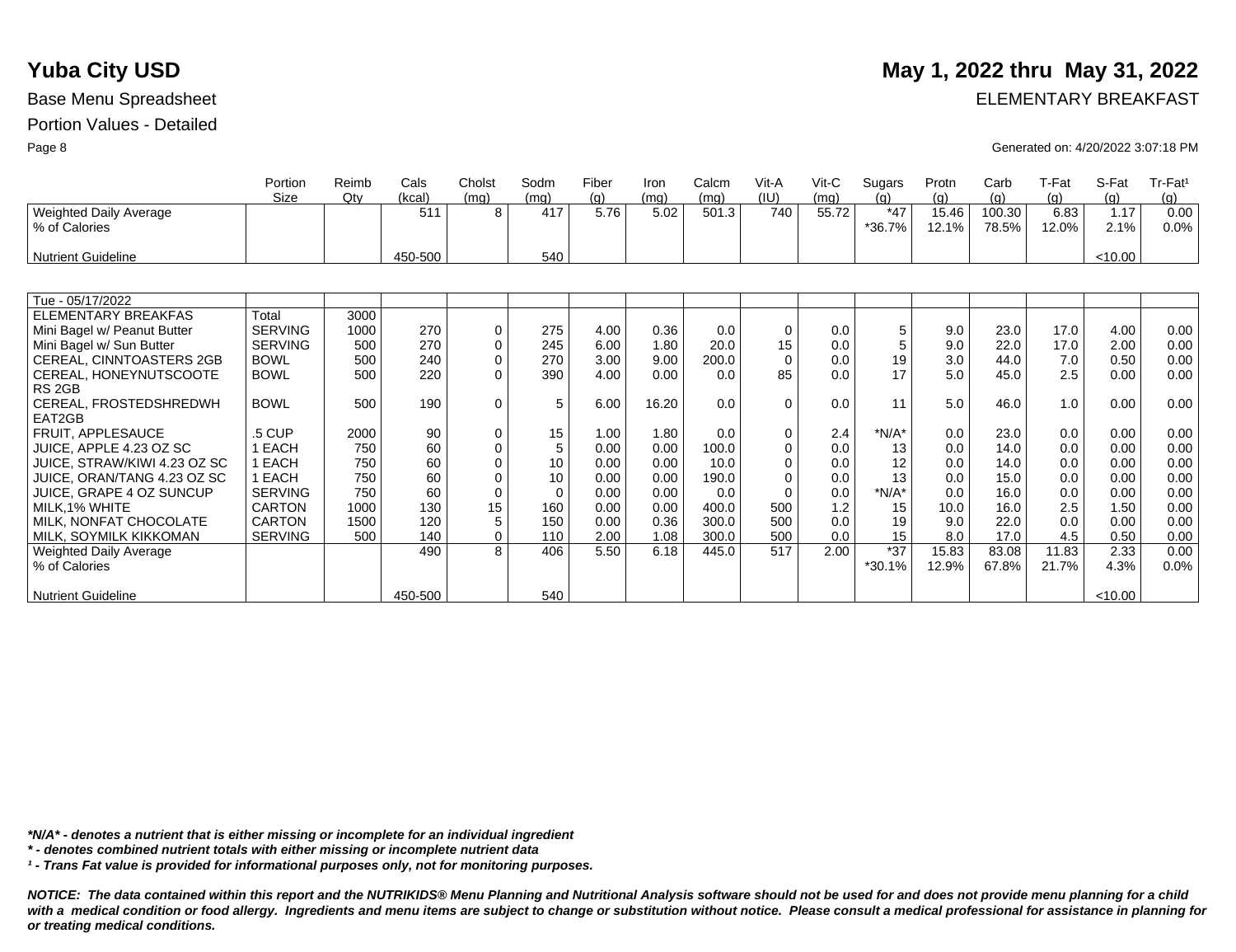# Yuba City USD

## May 1, 2022 thru May 31, 2022

Base Menu Spreadsheet

ELEMENTARY BREAKFAST

Portion Values - Detailed

Generated on: 4/20/2022 3:07:18 PM

| | Portion Size | Reimb Qty | Cals (kcal) | Cholst (mg) | Sodm (mg) | Fiber (g) | Iron (mg) | Calcm (mg) | Vit-A (IU) | Vit-C (mg) | Sugars (g) | Protn (g) | Carb (g) | T-Fat (g) | S-Fat (g) | Tr-Fat¹ (g) |
|---|---|---|---|---|---|---|---|---|---|---|---|---|---|---|---|---|
| Weighted Daily Average | | | 511 | 8 | 417 | 5.76 | 5.02 | 501.3 | 740 | 55.72 | *47 | 15.46 | 100.30 | 6.83 | 1.17 | 0.00 |
| % of Calories | | | | | | | | | | | *36.7% | 12.1% | 78.5% | 12.0% | 2.1% | 0.0% |
| Nutrient Guideline | | | 450-500 | | 540 | | | | | | | | | | <10.00 | |

| Tue - 05/17/2022 | Portion Size | Reimb Qty | Cals (kcal) | Cholst (mg) | Sodm (mg) | Fiber (g) | Iron (mg) | Calcm (mg) | Vit-A (IU) | Vit-C (mg) | Sugars (g) | Protn (g) | Carb (g) | T-Fat (g) | S-Fat (g) | Tr-Fat¹ (g) |
|---|---|---|---|---|---|---|---|---|---|---|---|---|---|---|---|---|
| ELEMENTARY BREAKFAS | Total | 3000 | | | | | | | | | | | | | | |
| Mini Bagel w/ Peanut Butter | SERVING | 1000 | 270 | 0 | 275 | 4.00 | 0.36 | 0.0 | 0 | 0.0 | 5 | 9.0 | 23.0 | 17.0 | 4.00 | 0.00 |
| Mini Bagel w/ Sun Butter | SERVING | 500 | 270 | 0 | 245 | 6.00 | 1.80 | 20.0 | 15 | 0.0 | 5 | 9.0 | 22.0 | 17.0 | 2.00 | 0.00 |
| CEREAL, CINNTOASTERS 2GB | BOWL | 500 | 240 | 0 | 270 | 3.00 | 9.00 | 200.0 | 0 | 0.0 | 19 | 3.0 | 44.0 | 7.0 | 0.50 | 0.00 |
| CEREAL, HONEYNUTSCOOTERS 2GB | BOWL | 500 | 220 | 0 | 390 | 4.00 | 0.00 | 0.0 | 85 | 0.0 | 17 | 5.0 | 45.0 | 2.5 | 0.00 | 0.00 |
| CEREAL, FROSTEDSHREDWHEAT2GB | BOWL | 500 | 190 | 0 | 5 | 6.00 | 16.20 | 0.0 | 0 | 0.0 | 11 | 5.0 | 46.0 | 1.0 | 0.00 | 0.00 |
| FRUIT, APPLESAUCE | .5 CUP | 2000 | 90 | 0 | 15 | 1.00 | 1.80 | 0.0 | 0 | 2.4 | *N/A* | 0.0 | 23.0 | 0.0 | 0.00 | 0.00 |
| JUICE, APPLE 4.23 OZ SC | 1 EACH | 750 | 60 | 0 | 5 | 0.00 | 0.00 | 100.0 | 0 | 0.0 | 13 | 0.0 | 14.0 | 0.0 | 0.00 | 0.00 |
| JUICE, STRAW/KIWI 4.23 OZ SC | 1 EACH | 750 | 60 | 0 | 10 | 0.00 | 0.00 | 10.0 | 0 | 0.0 | 12 | 0.0 | 14.0 | 0.0 | 0.00 | 0.00 |
| JUICE, ORAN/TANG 4.23 OZ SC | 1 EACH | 750 | 60 | 0 | 10 | 0.00 | 0.00 | 190.0 | 0 | 0.0 | 13 | 0.0 | 15.0 | 0.0 | 0.00 | 0.00 |
| JUICE, GRAPE 4 OZ SUNCUP | SERVING | 750 | 60 | 0 | 0 | 0.00 | 0.00 | 0.0 | 0 | 0.0 | *N/A* | 0.0 | 16.0 | 0.0 | 0.00 | 0.00 |
| MILK,1% WHITE | CARTON | 1000 | 130 | 15 | 160 | 0.00 | 0.00 | 400.0 | 500 | 1.2 | 15 | 10.0 | 16.0 | 2.5 | 1.50 | 0.00 |
| MILK, NONFAT CHOCOLATE | CARTON | 1500 | 120 | 5 | 150 | 0.00 | 0.36 | 300.0 | 500 | 0.0 | 19 | 9.0 | 22.0 | 0.0 | 0.00 | 0.00 |
| MILK, SOYMILK KIKKOMAN | SERVING | 500 | 140 | 0 | 110 | 2.00 | 1.08 | 300.0 | 500 | 0.0 | 15 | 8.0 | 17.0 | 4.5 | 0.50 | 0.00 |
| Weighted Daily Average | | | 490 | 8 | 406 | 5.50 | 6.18 | 445.0 | 517 | 2.00 | *37 | 15.83 | 83.08 | 11.83 | 2.33 | 0.00 |
| % of Calories | | | | | | | | | | | *30.1% | 12.9% | 67.8% | 21.7% | 4.3% | 0.0% |
| Nutrient Guideline | | | 450-500 | | 540 | | | | | | | | | | <10.00 | |

***N/A* - denotes a nutrient that is either missing or incomplete for an individual ingredient***

***\* - denotes combined nutrient totals with either missing or incomplete nutrient data***

***¹ - Trans Fat value is provided for informational purposes only, not for monitoring purposes.***

***NOTICE: The data contained within this report and the NUTRIKIDS® Menu Planning and Nutritional Analysis software should not be used for and does not provide menu planning for a child with a medical condition or food allergy. Ingredients and menu items are subject to change or substitution without notice. Please consult a medical professional for assistance in planning for or treating medical conditions.***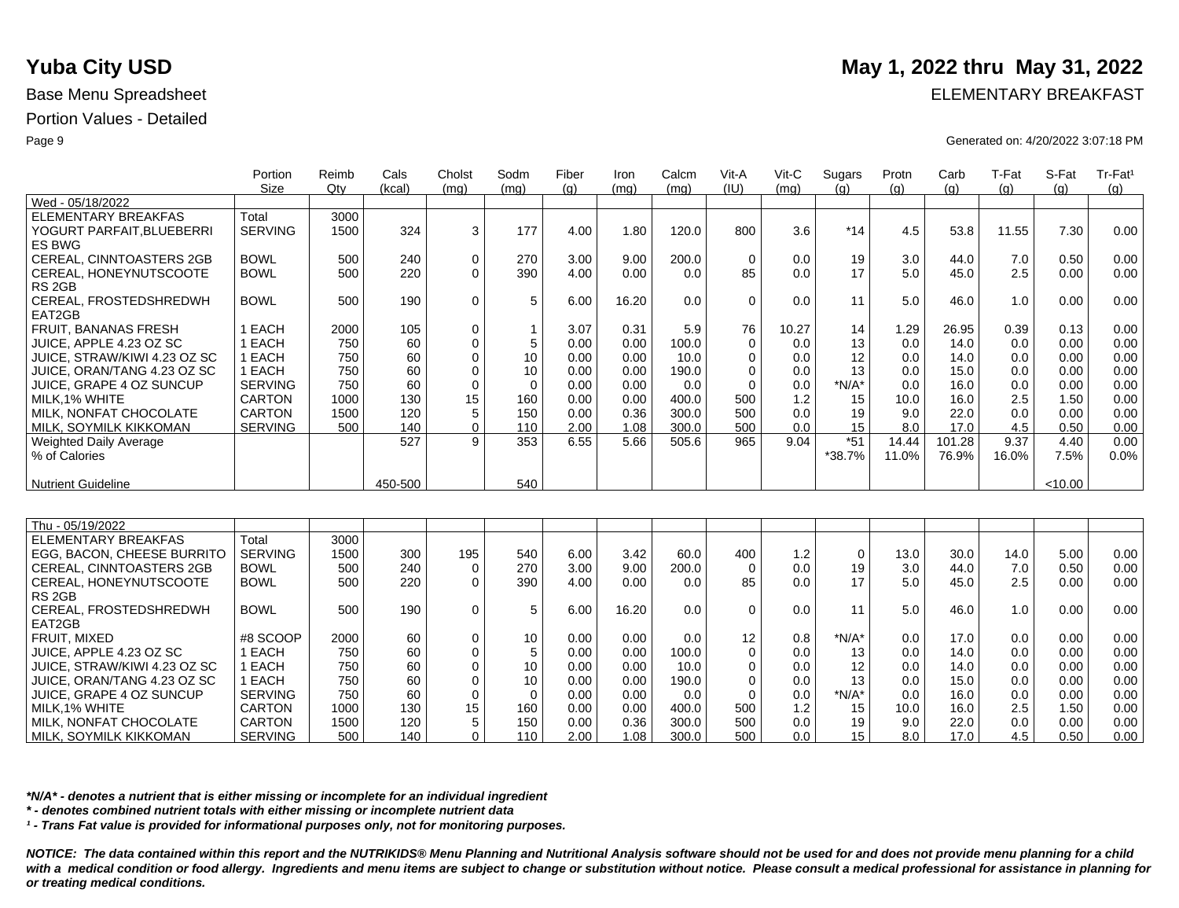# Yuba City USD

Base Menu Spreadsheet

Portion Values - Detailed

**May 1, 2022 thru May 31, 2022**

ELEMENTARY BREAKFAST

Generated on: 4/20/2022 3:07:18 PM

| | Portion Size | Reimb Qty | Cals (kcal) | Cholst (mg) | Sodm (mg) | Fiber (g) | Iron (mg) | Calcm (mg) | Vit-A (IU) | Vit-C (mg) | Sugars (g) | Protn (g) | Carb (g) | T-Fat (g) | S-Fat (g) | Tr-Fat¹ (g) |
|---|---|---|---|---|---|---|---|---|---|---|---|---|---|---|---|---|
| Wed - 05/18/2022 | | | | | | | | | | | | | | | | |
| ELEMENTARY BREAKFAS | Total | 3000 | | | | | | | | | | | | | | |
| YOGURT PARFAIT,BLUEBERRIES BWG | SERVING | 1500 | 324 | 3 | 177 | 4.00 | 1.80 | 120.0 | 800 | 3.6 | *14 | 4.5 | 53.8 | 11.55 | 7.30 | 0.00 |
| CEREAL, CINNTOASTERS 2GB | BOWL | 500 | 240 | 0 | 270 | 3.00 | 9.00 | 200.0 | 0 | 0.0 | 19 | 3.0 | 44.0 | 7.0 | 0.50 | 0.00 |
| CEREAL, HONEYNUTSCOOTERS 2GB | BOWL | 500 | 220 | 0 | 390 | 4.00 | 0.00 | 0.0 | 85 | 0.0 | 17 | 5.0 | 45.0 | 2.5 | 0.00 | 0.00 |
| CEREAL, FROSTEDSHREDWHEAT2GB | BOWL | 500 | 190 | 0 | 5 | 6.00 | 16.20 | 0.0 | 0 | 0.0 | 11 | 5.0 | 46.0 | 1.0 | 0.00 | 0.00 |
| FRUIT, BANANAS FRESH | 1 EACH | 2000 | 105 | 0 | 1 | 3.07 | 0.31 | 5.9 | 76 | 10.27 | 14 | 1.29 | 26.95 | 0.39 | 0.13 | 0.00 |
| JUICE, APPLE 4.23 OZ SC | 1 EACH | 750 | 60 | 0 | 5 | 0.00 | 0.00 | 100.0 | 0 | 0.0 | 13 | 0.0 | 14.0 | 0.0 | 0.00 | 0.00 |
| JUICE, STRAW/KIWI 4.23 OZ SC | 1 EACH | 750 | 60 | 0 | 10 | 0.00 | 0.00 | 10.0 | 0 | 0.0 | 12 | 0.0 | 14.0 | 0.0 | 0.00 | 0.00 |
| JUICE, ORAN/TANG 4.23 OZ SC | 1 EACH | 750 | 60 | 0 | 10 | 0.00 | 0.00 | 190.0 | 0 | 0.0 | 13 | 0.0 | 15.0 | 0.0 | 0.00 | 0.00 |
| JUICE, GRAPE 4 OZ SUNCUP | SERVING | 750 | 60 | 0 | 0 | 0.00 | 0.00 | 0.0 | 0 | 0.0 | *N/A* | 0.0 | 16.0 | 0.0 | 0.00 | 0.00 |
| MILK,1% WHITE | CARTON | 1000 | 130 | 15 | 160 | 0.00 | 0.00 | 400.0 | 500 | 1.2 | 15 | 10.0 | 16.0 | 2.5 | 1.50 | 0.00 |
| MILK, NONFAT CHOCOLATE | CARTON | 1500 | 120 | 5 | 150 | 0.00 | 0.36 | 300.0 | 500 | 0.0 | 19 | 9.0 | 22.0 | 0.0 | 0.00 | 0.00 |
| MILK, SOYMILK KIKKOMAN | SERVING | 500 | 140 | 0 | 110 | 2.00 | 1.08 | 300.0 | 500 | 0.0 | 15 | 8.0 | 17.0 | 4.5 | 0.50 | 0.00 |
| Weighted Daily Average | | | 527 | 9 | 353 | 6.55 | 5.66 | 505.6 | 965 | 9.04 | *51 | 14.44 | 101.28 | 9.37 | 4.40 | 0.00 |
| % of Calories | | | | | | | | | | | *38.7% | 11.0% | 76.9% | 16.0% | 7.5% | 0.0% |
| Nutrient Guideline | | | 450-500 | | 540 | | | | | | | | | | <10.00 | |

| | Portion Size | Reimb Qty | Cals (kcal) | Cholst (mg) | Sodm (mg) | Fiber (g) | Iron (mg) | Calcm (mg) | Vit-A (IU) | Vit-C (mg) | Sugars (g) | Protn (g) | Carb (g) | T-Fat (g) | S-Fat (g) | Tr-Fat¹ (g) |
|---|---|---|---|---|---|---|---|---|---|---|---|---|---|---|---|---|
| Thu - 05/19/2022 | | | | | | | | | | | | | | | | |
| ELEMENTARY BREAKFAS | Total | 3000 | | | | | | | | | | | | | | |
| EGG, BACON, CHEESE BURRITO | SERVING | 1500 | 300 | 195 | 540 | 6.00 | 3.42 | 60.0 | 400 | 1.2 | 0 | 13.0 | 30.0 | 14.0 | 5.00 | 0.00 |
| CEREAL, CINNTOASTERS 2GB | BOWL | 500 | 240 | 0 | 270 | 3.00 | 9.00 | 200.0 | 0 | 0.0 | 19 | 3.0 | 44.0 | 7.0 | 0.50 | 0.00 |
| CEREAL, HONEYNUTSCOOTERS 2GB | BOWL | 500 | 220 | 0 | 390 | 4.00 | 0.00 | 0.0 | 85 | 0.0 | 17 | 5.0 | 45.0 | 2.5 | 0.00 | 0.00 |
| CEREAL, FROSTEDSHREDWHEAT2GB | BOWL | 500 | 190 | 0 | 5 | 6.00 | 16.20 | 0.0 | 0 | 0.0 | 11 | 5.0 | 46.0 | 1.0 | 0.00 | 0.00 |
| FRUIT, MIXED | #8 SCOOP | 2000 | 60 | 0 | 10 | 0.00 | 0.00 | 0.0 | 12 | 0.8 | *N/A* | 0.0 | 17.0 | 0.0 | 0.00 | 0.00 |
| JUICE, APPLE 4.23 OZ SC | 1 EACH | 750 | 60 | 0 | 5 | 0.00 | 0.00 | 100.0 | 0 | 0.0 | 13 | 0.0 | 14.0 | 0.0 | 0.00 | 0.00 |
| JUICE, STRAW/KIWI 4.23 OZ SC | 1 EACH | 750 | 60 | 0 | 10 | 0.00 | 0.00 | 10.0 | 0 | 0.0 | 12 | 0.0 | 14.0 | 0.0 | 0.00 | 0.00 |
| JUICE, ORAN/TANG 4.23 OZ SC | 1 EACH | 750 | 60 | 0 | 10 | 0.00 | 0.00 | 190.0 | 0 | 0.0 | 13 | 0.0 | 15.0 | 0.0 | 0.00 | 0.00 |
| JUICE, GRAPE 4 OZ SUNCUP | SERVING | 750 | 60 | 0 | 0 | 0.00 | 0.00 | 0.0 | 0 | 0.0 | *N/A* | 0.0 | 16.0 | 0.0 | 0.00 | 0.00 |
| MILK,1% WHITE | CARTON | 1000 | 130 | 15 | 160 | 0.00 | 0.00 | 400.0 | 500 | 1.2 | 15 | 10.0 | 16.0 | 2.5 | 1.50 | 0.00 |
| MILK, NONFAT CHOCOLATE | CARTON | 1500 | 120 | 5 | 150 | 0.00 | 0.36 | 300.0 | 500 | 0.0 | 19 | 9.0 | 22.0 | 0.0 | 0.00 | 0.00 |
| MILK, SOYMILK KIKKOMAN | SERVING | 500 | 140 | 0 | 110 | 2.00 | 1.08 | 300.0 | 500 | 0.0 | 15 | 8.0 | 17.0 | 4.5 | 0.50 | 0.00 |

*\*N/A\* - denotes a nutrient that is either missing or incomplete for an individual ingredient*

*\* - denotes combined nutrient totals with either missing or incomplete nutrient data*

*¹ - Trans Fat value is provided for informational purposes only, not for monitoring purposes.*

***NOTICE: The data contained within this report and the NUTRIKIDS® Menu Planning and Nutritional Analysis software should not be used for and does not provide menu planning for a child with a medical condition or food allergy. Ingredients and menu items are subject to change or substitution without notice. Please consult a medical professional for assistance in planning for or treating medical conditions.***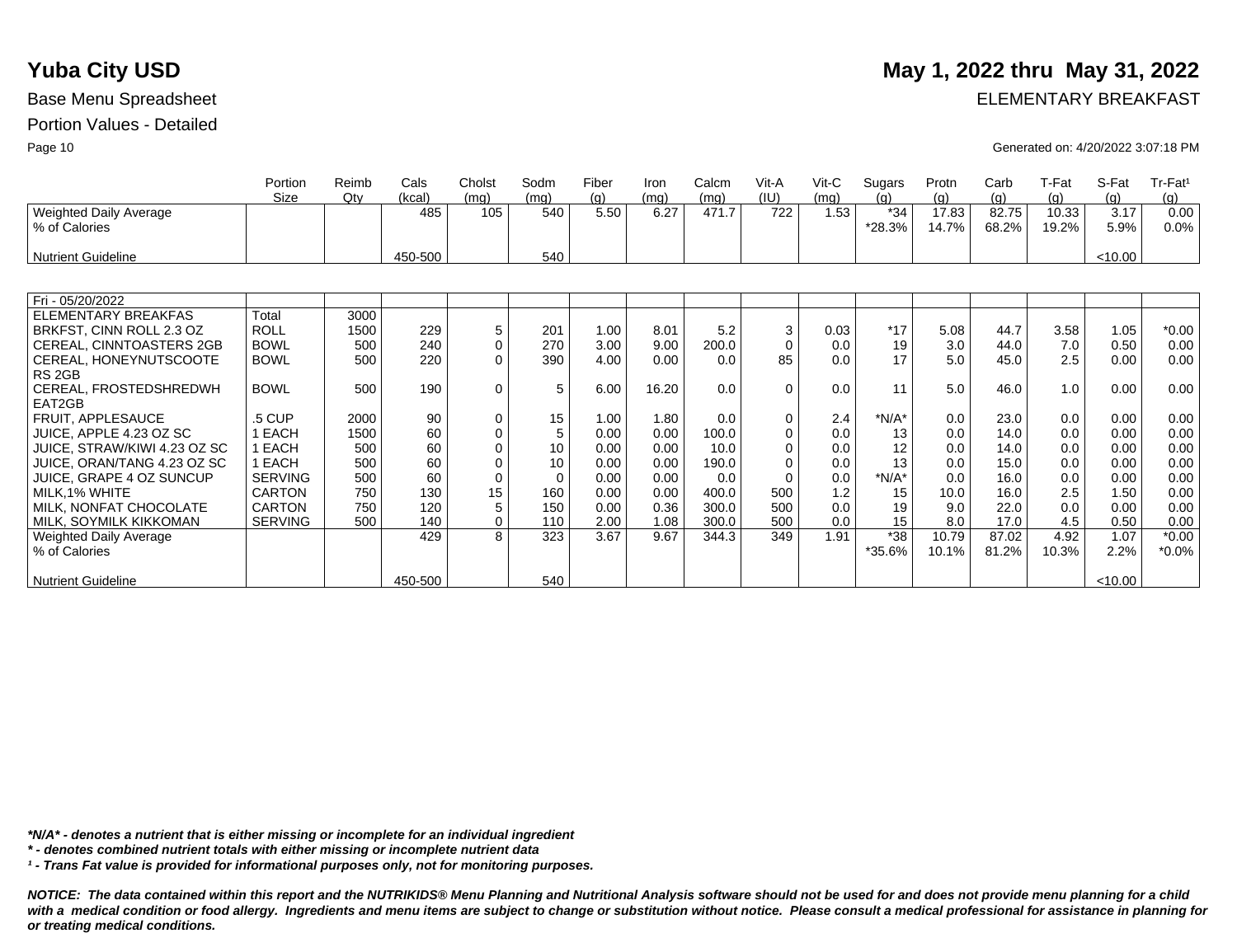# Yuba City USD

## May 1, 2022 thru May 31, 2022

Base Menu Spreadsheet

ELEMENTARY BREAKFAST

Portion Values - Detailed

Generated on: 4/20/2022 3:07:18 PM

| | Portion Size | Reimb Qty | Cals (kcal) | Cholst (mg) | Sodm (mg) | Fiber (g) | Iron (mg) | Calcm (mg) | Vit-A (IU) | Vit-C (mg) | Sugars (g) | Protn (g) | Carb (g) | T-Fat (g) | S-Fat (g) | Tr-Fat[1] (g) |
|---|---|---|---|---|---|---|---|---|---|---|---|---|---|---|---|---|
| Weighted Daily Average | | | 485 | 105 | 540 | 5.50 | 6.27 | 471.7 | 722 | 1.53 | *34 | 17.83 | 82.75 | 10.33 | 3.17 | 0.00 |
| % of Calories | | | | | | | | | | | *28.3% | 14.7% | 68.2% | 19.2% | 5.9% | 0.0% |
| Nutrient Guideline | | | 450-500 | | 540 | | | | | | | | | | <10.00 | |

| | Portion Size | Reimb Qty | Cals (kcal) | Cholst (mg) | Sodm (mg) | Fiber (g) | Iron (mg) | Calcm (mg) | Vit-A (IU) | Vit-C (mg) | Sugars (g) | Protn (g) | Carb (g) | T-Fat (g) | S-Fat (g) | Tr-Fat[1] (g) |
|---|---|---|---|---|---|---|---|---|---|---|---|---|---|---|---|---|
| Fri - 05/20/2022 | | | | | | | | | | | | | | | | |
| ELEMENTARY BREAKFAS | Total | 3000 | | | | | | | | | | | | | | |
| BRKFST, CINN ROLL 2.3 OZ | ROLL | 1500 | 229 | 5 | 201 | 1.00 | 8.01 | 5.2 | 3 | 0.03 | *17 | 5.08 | 44.7 | 3.58 | 1.05 | *0.00 |
| CEREAL, CINNTOASTERS 2GB | BOWL | 500 | 240 | 0 | 270 | 3.00 | 9.00 | 200.0 | 0 | 0.0 | 19 | 3.0 | 44.0 | 7.0 | 0.50 | 0.00 |
| CEREAL, HONEYNUTSCOOTE RS 2GB | BOWL | 500 | 220 | 0 | 390 | 4.00 | 0.00 | 0.0 | 85 | 0.0 | 17 | 5.0 | 45.0 | 2.5 | 0.00 | 0.00 |
| CEREAL, FROSTEDSHREDWH EAT2GB | BOWL | 500 | 190 | 0 | 5 | 6.00 | 16.20 | 0.0 | 0 | 0.0 | 11 | 5.0 | 46.0 | 1.0 | 0.00 | 0.00 |
| FRUIT, APPLESAUCE | .5 CUP | 2000 | 90 | 0 | 15 | 1.00 | 1.80 | 0.0 | 0 | 2.4 | *N/A* | 0.0 | 23.0 | 0.0 | 0.00 | 0.00 |
| JUICE, APPLE 4.23 OZ SC | 1 EACH | 1500 | 60 | 0 | 5 | 0.00 | 0.00 | 100.0 | 0 | 0.0 | 13 | 0.0 | 14.0 | 0.0 | 0.00 | 0.00 |
| JUICE, STRAW/KIWI 4.23 OZ SC | 1 EACH | 500 | 60 | 0 | 10 | 0.00 | 0.00 | 10.0 | 0 | 0.0 | 12 | 0.0 | 14.0 | 0.0 | 0.00 | 0.00 |
| JUICE, ORAN/TANG 4.23 OZ SC | 1 EACH | 500 | 60 | 0 | 10 | 0.00 | 0.00 | 190.0 | 0 | 0.0 | 13 | 0.0 | 15.0 | 0.0 | 0.00 | 0.00 |
| JUICE, GRAPE 4 OZ SUNCUP | SERVING | 500 | 60 | 0 | 0 | 0.00 | 0.00 | 0.0 | 0 | 0.0 | *N/A* | 0.0 | 16.0 | 0.0 | 0.00 | 0.00 |
| MILK,1% WHITE | CARTON | 750 | 130 | 15 | 160 | 0.00 | 0.00 | 400.0 | 500 | 1.2 | 15 | 10.0 | 16.0 | 2.5 | 1.50 | 0.00 |
| MILK, NONFAT CHOCOLATE | CARTON | 750 | 120 | 5 | 150 | 0.00 | 0.36 | 300.0 | 500 | 0.0 | 19 | 9.0 | 22.0 | 0.0 | 0.00 | 0.00 |
| MILK, SOYMILK KIKKOMAN | SERVING | 500 | 140 | 0 | 110 | 2.00 | 1.08 | 300.0 | 500 | 0.0 | 15 | 8.0 | 17.0 | 4.5 | 0.50 | 0.00 |
| Weighted Daily Average | | | 429 | 8 | 323 | 3.67 | 9.67 | 344.3 | 349 | 1.91 | *38 | 10.79 | 87.02 | 4.92 | 1.07 | *0.00 |
| % of Calories | | | | | | | | | | | *35.6% | 10.1% | 81.2% | 10.3% | 2.2% | *0.0% |
| Nutrient Guideline | | | 450-500 | | 540 | | | | | | | | | | <10.00 | |

***N/A* - denotes a nutrient that is either missing or incomplete for an individual ingredient***

***\* - denotes combined nutrient totals with either missing or incomplete nutrient data***

***[1] - Trans Fat value is provided for informational purposes only, not for monitoring purposes.***

***NOTICE: The data contained within this report and the NUTRIKIDS® Menu Planning and Nutritional Analysis software should not be used for and does not provide menu planning for a child with a medical condition or food allergy. Ingredients and menu items are subject to change or substitution without notice. Please consult a medical professional for assistance in planning for or treating medical conditions.***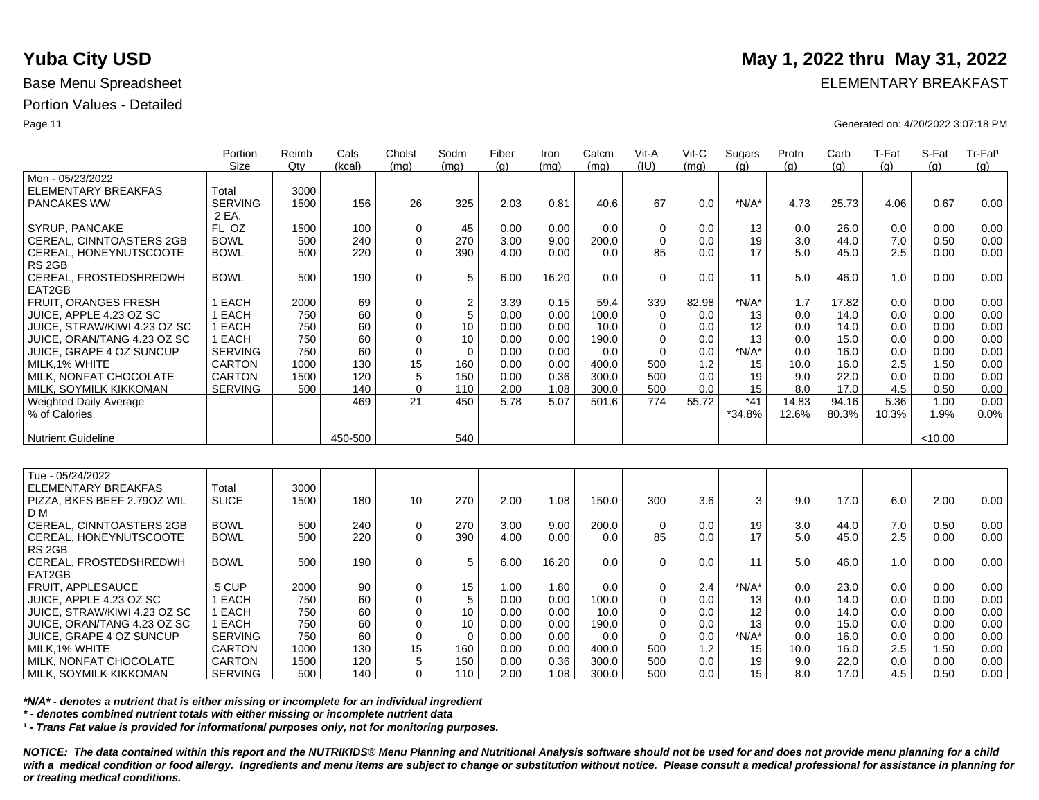# Yuba City USD

**May 1, 2022 thru May 31, 2022**

Base Menu Spreadsheet

ELEMENTARY BREAKFAST

Portion Values - Detailed

Generated on: 4/20/2022 3:07:18 PM

| | Portion Size | Reimb Qty | Cals (kcal) | Cholst (mg) | Sodm (mg) | Fiber (g) | Iron (mg) | Calcm (mg) | Vit-A (IU) | Vit-C (mg) | Sugars (g) | Protn (g) | Carb (g) | T-Fat (g) | S-Fat (g) | Tr-Fat¹ (g) |
|---|---|---|---|---|---|---|---|---|---|---|---|---|---|---|---|---|
| Mon - 05/23/2022 | | | | | | | | | | | | | | | | |
| ELEMENTARY BREAKFAS | Total | 3000 | | | | | | | | | | | | | | |
| PANCAKES WW | SERVING 2 EA. | 1500 | 156 | 26 | 325 | 2.03 | 0.81 | 40.6 | 67 | 0.0 | *N/A* | 4.73 | 25.73 | 4.06 | 0.67 | 0.00 |
| SYRUP, PANCAKE | FL OZ | 1500 | 100 | 0 | 45 | 0.00 | 0.00 | 0.0 | 0 | 0.0 | 13 | 0.0 | 26.0 | 0.0 | 0.00 | 0.00 |
| CEREAL, CINNTOASTERS 2GB | BOWL | 500 | 240 | 0 | 270 | 3.00 | 9.00 | 200.0 | 0 | 0.0 | 19 | 3.0 | 44.0 | 7.0 | 0.50 | 0.00 |
| CEREAL, HONEYNUTSCOOTERS 2GB | BOWL | 500 | 220 | 0 | 390 | 4.00 | 0.00 | 0.0 | 85 | 0.0 | 17 | 5.0 | 45.0 | 2.5 | 0.00 | 0.00 |
| CEREAL, FROSTEDSHREDWHEAT2GB | BOWL | 500 | 190 | 0 | 5 | 6.00 | 16.20 | 0.0 | 0 | 0.0 | 11 | 5.0 | 46.0 | 1.0 | 0.00 | 0.00 |
| FRUIT, ORANGES FRESH | 1 EACH | 2000 | 69 | 0 | 2 | 3.39 | 0.15 | 59.4 | 339 | 82.98 | *N/A* | 1.7 | 17.82 | 0.0 | 0.00 | 0.00 |
| JUICE, APPLE 4.23 OZ SC | 1 EACH | 750 | 60 | 0 | 5 | 0.00 | 0.00 | 100.0 | 0 | 0.0 | 13 | 0.0 | 14.0 | 0.0 | 0.00 | 0.00 |
| JUICE, STRAW/KIWI 4.23 OZ SC | 1 EACH | 750 | 60 | 0 | 10 | 0.00 | 0.00 | 10.0 | 0 | 0.0 | 12 | 0.0 | 14.0 | 0.0 | 0.00 | 0.00 |
| JUICE, ORAN/TANG 4.23 OZ SC | 1 EACH | 750 | 60 | 0 | 10 | 0.00 | 0.00 | 190.0 | 0 | 0.0 | 13 | 0.0 | 15.0 | 0.0 | 0.00 | 0.00 |
| JUICE, GRAPE 4 OZ SUNCUP | SERVING | 750 | 60 | 0 | 0 | 0.00 | 0.00 | 0.0 | 0 | 0.0 | *N/A* | 0.0 | 16.0 | 0.0 | 0.00 | 0.00 |
| MILK,1% WHITE | CARTON | 1000 | 130 | 15 | 160 | 0.00 | 0.00 | 400.0 | 500 | 1.2 | 15 | 10.0 | 16.0 | 2.5 | 1.50 | 0.00 |
| MILK, NONFAT CHOCOLATE | CARTON | 1500 | 120 | 5 | 150 | 0.00 | 0.36 | 300.0 | 500 | 0.0 | 19 | 9.0 | 22.0 | 0.0 | 0.00 | 0.00 |
| MILK, SOYMILK KIKKOMAN | SERVING | 500 | 140 | 0 | 110 | 2.00 | 1.08 | 300.0 | 500 | 0.0 | 15 | 8.0 | 17.0 | 4.5 | 0.50 | 0.00 |
| Weighted Daily Average | | | 469 | 21 | 450 | 5.78 | 5.07 | 501.6 | 774 | 55.72 | *41 | 14.83 | 94.16 | 5.36 | 1.00 | 0.00 |
| % of Calories | | | | | | | | | | | *34.8% | 12.6% | 80.3% | 10.3% | 1.9% | 0.0% |
| Nutrient Guideline | | | 450-500 | | 540 | | | | | | | | | | <10.00 | |

| | Portion Size | Reimb Qty | Cals (kcal) | Cholst (mg) | Sodm (mg) | Fiber (g) | Iron (mg) | Calcm (mg) | Vit-A (IU) | Vit-C (mg) | Sugars (g) | Protn (g) | Carb (g) | T-Fat (g) | S-Fat (g) | Tr-Fat¹ (g) |
|---|---|---|---|---|---|---|---|---|---|---|---|---|---|---|---|---|
| Tue - 05/24/2022 | | | | | | | | | | | | | | | | |
| ELEMENTARY BREAKFAS | Total | 3000 | | | | | | | | | | | | | | |
| PIZZA, BKFS BEEF 2.79OZ WILD M | SLICE | 1500 | 180 | 10 | 270 | 2.00 | 1.08 | 150.0 | 300 | 3.6 | 3 | 9.0 | 17.0 | 6.0 | 2.00 | 0.00 |
| CEREAL, CINNTOASTERS 2GB | BOWL | 500 | 240 | 0 | 270 | 3.00 | 9.00 | 200.0 | 0 | 0.0 | 19 | 3.0 | 44.0 | 7.0 | 0.50 | 0.00 |
| CEREAL, HONEYNUTSCOOTERS 2GB | BOWL | 500 | 220 | 0 | 390 | 4.00 | 0.00 | 0.0 | 85 | 0.0 | 17 | 5.0 | 45.0 | 2.5 | 0.00 | 0.00 |
| CEREAL, FROSTEDSHREDWHEAT2GB | BOWL | 500 | 190 | 0 | 5 | 6.00 | 16.20 | 0.0 | 0 | 0.0 | 11 | 5.0 | 46.0 | 1.0 | 0.00 | 0.00 |
| FRUIT, APPLESAUCE | .5 CUP | 2000 | 90 | 0 | 15 | 1.00 | 1.80 | 0.0 | 0 | 2.4 | *N/A* | 0.0 | 23.0 | 0.0 | 0.00 | 0.00 |
| JUICE, APPLE 4.23 OZ SC | 1 EACH | 750 | 60 | 0 | 5 | 0.00 | 0.00 | 100.0 | 0 | 0.0 | 13 | 0.0 | 14.0 | 0.0 | 0.00 | 0.00 |
| JUICE, STRAW/KIWI 4.23 OZ SC | 1 EACH | 750 | 60 | 0 | 10 | 0.00 | 0.00 | 10.0 | 0 | 0.0 | 12 | 0.0 | 14.0 | 0.0 | 0.00 | 0.00 |
| JUICE, ORAN/TANG 4.23 OZ SC | 1 EACH | 750 | 60 | 0 | 10 | 0.00 | 0.00 | 190.0 | 0 | 0.0 | 13 | 0.0 | 15.0 | 0.0 | 0.00 | 0.00 |
| JUICE, GRAPE 4 OZ SUNCUP | SERVING | 750 | 60 | 0 | 0 | 0.00 | 0.00 | 0.0 | 0 | 0.0 | *N/A* | 0.0 | 16.0 | 0.0 | 0.00 | 0.00 |
| MILK,1% WHITE | CARTON | 1000 | 130 | 15 | 160 | 0.00 | 0.00 | 400.0 | 500 | 1.2 | 15 | 10.0 | 16.0 | 2.5 | 1.50 | 0.00 |
| MILK, NONFAT CHOCOLATE | CARTON | 1500 | 120 | 5 | 150 | 0.00 | 0.36 | 300.0 | 500 | 0.0 | 19 | 9.0 | 22.0 | 0.0 | 0.00 | 0.00 |
| MILK, SOYMILK KIKKOMAN | SERVING | 500 | 140 | 0 | 110 | 2.00 | 1.08 | 300.0 | 500 | 0.0 | 15 | 8.0 | 17.0 | 4.5 | 0.50 | 0.00 |

***N/A* - denotes a nutrient that is either missing or incomplete for an individual ingredient**

*** - denotes combined nutrient totals with either missing or incomplete nutrient data**

***¹ - Trans Fat value is provided for informational purposes only, not for monitoring purposes.***

***NOTICE: The data contained within this report and the NUTRIKIDS® Menu Planning and Nutritional Analysis software should not be used for and does not provide menu planning for a child with a medical condition or food allergy. Ingredients and menu items are subject to change or substitution without notice. Please consult a medical professional for assistance in planning for or treating medical conditions.***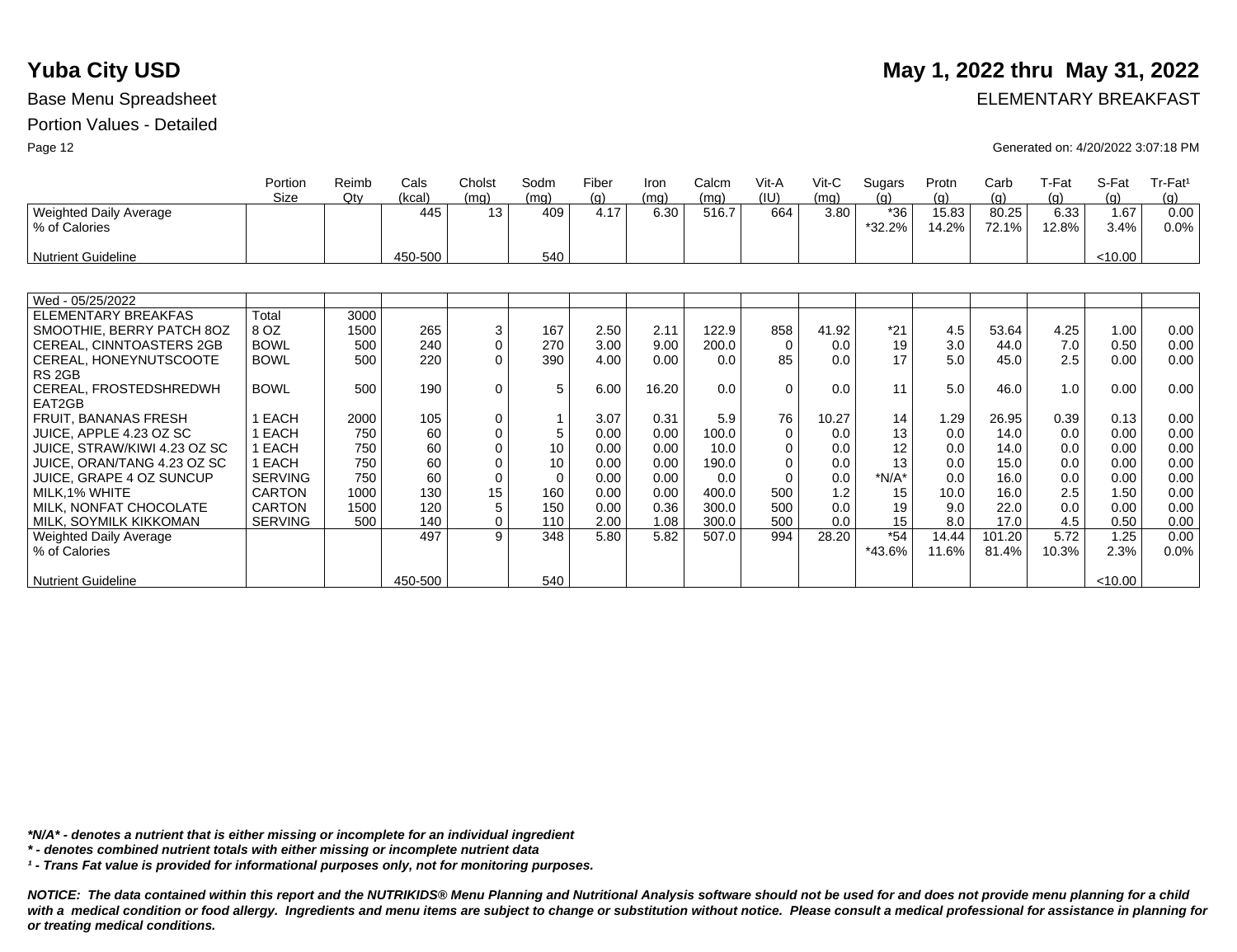# Yuba City USD

**May 1, 2022 thru May 31, 2022**

Base Menu Spreadsheet

ELEMENTARY BREAKFAST

Portion Values - Detailed

Generated on: 4/20/2022 3:07:18 PM

| | Portion Size | Reimb Qty | Cals (kcal) | Cholst (mg) | Sodm (mg) | Fiber (g) | Iron (mg) | Calcm (mg) | Vit-A (IU) | Vit-C (mg) | Sugars (g) | Protn (g) | Carb (g) | T-Fat (g) | S-Fat (g) | Tr-Fat[1] (g) |
|---|---|---|---|---|---|---|---|---|---|---|---|---|---|---|---|---|
| Weighted Daily Average | | | 445 | 13 | 409 | 4.17 | 6.30 | 516.7 | 664 | 3.80 | *36 | 15.83 | 80.25 | 6.33 | 1.67 | 0.00 |
| % of Calories | | | | | | | | | | | *32.2% | 14.2% | 72.1% | 12.8% | 3.4% | 0.0% |
| Nutrient Guideline | | | 450-500 | | 540 | | | | | | | | | | <10.00 | |

| | Portion Size | Reimb Qty | Cals (kcal) | Cholst (mg) | Sodm (mg) | Fiber (g) | Iron (mg) | Calcm (mg) | Vit-A (IU) | Vit-C (mg) | Sugars (g) | Protn (g) | Carb (g) | T-Fat (g) | S-Fat (g) | Tr-Fat[1] (g) |
|---|---|---|---|---|---|---|---|---|---|---|---|---|---|---|---|---|
| Wed - 05/25/2022 | | | | | | | | | | | | | | | | |
| ELEMENTARY BREAKFAS | Total | 3000 | | | | | | | | | | | | | | |
| SMOOTHIE, BERRY PATCH 8OZ | 8 OZ | 1500 | 265 | 3 | 167 | 2.50 | 2.11 | 122.9 | 858 | 41.92 | *21 | 4.5 | 53.64 | 4.25 | 1.00 | 0.00 |
| CEREAL, CINNTOASTERS 2GB | BOWL | 500 | 240 | 0 | 270 | 3.00 | 9.00 | 200.0 | 0 | 0.0 | 19 | 3.0 | 44.0 | 7.0 | 0.50 | 0.00 |
| CEREAL, HONEYNUTSCOOTE RS 2GB | BOWL | 500 | 220 | 0 | 390 | 4.00 | 0.00 | 0.0 | 85 | 0.0 | 17 | 5.0 | 45.0 | 2.5 | 0.00 | 0.00 |
| CEREAL, FROSTEDSHREDWH EAT2GB | BOWL | 500 | 190 | 0 | 5 | 6.00 | 16.20 | 0.0 | 0 | 0.0 | 11 | 5.0 | 46.0 | 1.0 | 0.00 | 0.00 |
| FRUIT, BANANAS FRESH | 1 EACH | 2000 | 105 | 0 | 1 | 3.07 | 0.31 | 5.9 | 76 | 10.27 | 14 | 1.29 | 26.95 | 0.39 | 0.13 | 0.00 |
| JUICE, APPLE 4.23 OZ SC | 1 EACH | 750 | 60 | 0 | 5 | 0.00 | 0.00 | 100.0 | 0 | 0.0 | 13 | 0.0 | 14.0 | 0.0 | 0.00 | 0.00 |
| JUICE, STRAW/KIWI 4.23 OZ SC | 1 EACH | 750 | 60 | 0 | 10 | 0.00 | 0.00 | 10.0 | 0 | 0.0 | 12 | 0.0 | 14.0 | 0.0 | 0.00 | 0.00 |
| JUICE, ORAN/TANG 4.23 OZ SC | 1 EACH | 750 | 60 | 0 | 10 | 0.00 | 0.00 | 190.0 | 0 | 0.0 | 13 | 0.0 | 15.0 | 0.0 | 0.00 | 0.00 |
| JUICE, GRAPE 4 OZ SUNCUP | SERVING | 750 | 60 | 0 | 0 | 0.00 | 0.00 | 0.0 | 0 | 0.0 | *N/A* | 0.0 | 16.0 | 0.0 | 0.00 | 0.00 |
| MILK,1% WHITE | CARTON | 1000 | 130 | 15 | 160 | 0.00 | 0.00 | 400.0 | 500 | 1.2 | 15 | 10.0 | 16.0 | 2.5 | 1.50 | 0.00 |
| MILK, NONFAT CHOCOLATE | CARTON | 1500 | 120 | 5 | 150 | 0.00 | 0.36 | 300.0 | 500 | 0.0 | 19 | 9.0 | 22.0 | 0.0 | 0.00 | 0.00 |
| MILK, SOYMILK KIKKOMAN | SERVING | 500 | 140 | 0 | 110 | 2.00 | 1.08 | 300.0 | 500 | 0.0 | 15 | 8.0 | 17.0 | 4.5 | 0.50 | 0.00 |
| Weighted Daily Average | | | 497 | 9 | 348 | 5.80 | 5.82 | 507.0 | 994 | 28.20 | *54 | 14.44 | 101.20 | 5.72 | 1.25 | 0.00 |
| % of Calories | | | | | | | | | | | *43.6% | 11.6% | 81.4% | 10.3% | 2.3% | 0.0% |
| Nutrient Guideline | | | 450-500 | | 540 | | | | | | | | | | <10.00 | |

***N/A* - denotes a nutrient that is either missing or incomplete for an individual ingredient***

***\* - denotes combined nutrient totals with either missing or incomplete nutrient data***

***1 - Trans Fat value is provided for informational purposes only, not for monitoring purposes.***

***NOTICE: The data contained within this report and the NUTRIKIDS® Menu Planning and Nutritional Analysis software should not be used for and does not provide menu planning for a child with a medical condition or food allergy. Ingredients and menu items are subject to change or substitution without notice. Please consult a medical professional for assistance in planning for or treating medical conditions.***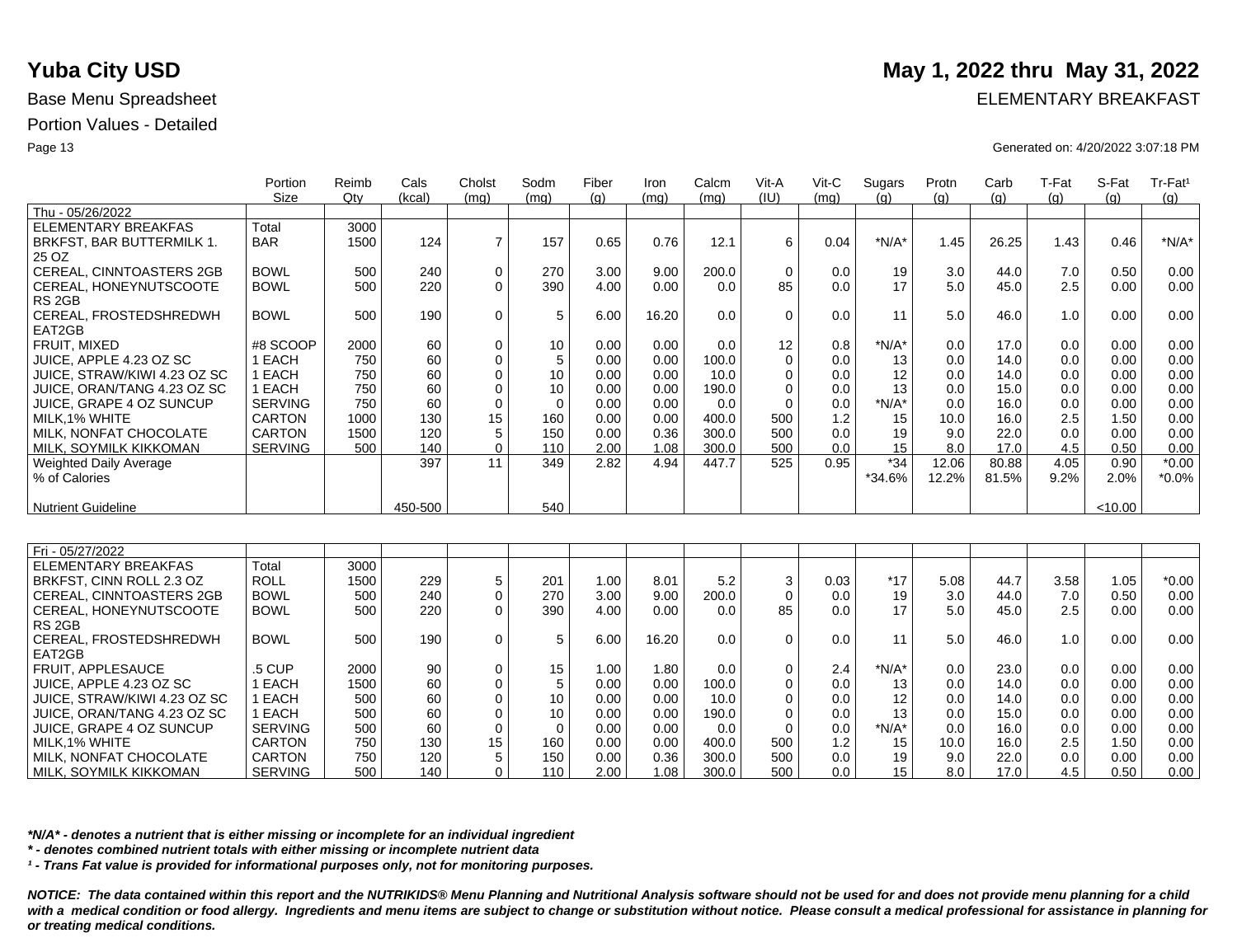# Yuba City USD

**May 1, 2022 thru May 31, 2022**

Base Menu Spreadsheet

ELEMENTARY BREAKFAST

Portion Values - Detailed

Generated on: 4/20/2022 3:07:18 PM

| | Portion Size | Reimb Qty | Cals (kcal) | Cholst (mg) | Sodm (mg) | Fiber (g) | Iron (mg) | Calcm (mg) | Vit-A (IU) | Vit-C (mg) | Sugars (g) | Protn (g) | Carb (g) | T-Fat (g) | S-Fat (g) | Tr-Fat¹ (g) |
|---|---|---|---|---|---|---|---|---|---|---|---|---|---|---|---|---|
| Thu - 05/26/2022 | | | | | | | | | | | | | | | | |
| ELEMENTARY BREAKFAS | Total | 3000 | | | | | | | | | | | | | | |
| BRKFST, BAR BUTTERMILK 1. 25 OZ | BAR | 1500 | 124 | 7 | 157 | 0.65 | 0.76 | 12.1 | 6 | 0.04 | *N/A* | 1.45 | 26.25 | 1.43 | 0.46 | *N/A* |
| CEREAL, CINNTOASTERS 2GB | BOWL | 500 | 240 | 0 | 270 | 3.00 | 9.00 | 200.0 | 0 | 0.0 | 19 | 3.0 | 44.0 | 7.0 | 0.50 | 0.00 |
| CEREAL, HONEYNUTSCOOTE RS 2GB | BOWL | 500 | 220 | 0 | 390 | 4.00 | 0.00 | 0.0 | 85 | 0.0 | 17 | 5.0 | 45.0 | 2.5 | 0.00 | 0.00 |
| CEREAL, FROSTEDSHREDWH EAT2GB | BOWL | 500 | 190 | 0 | 5 | 6.00 | 16.20 | 0.0 | 0 | 0.0 | 11 | 5.0 | 46.0 | 1.0 | 0.00 | 0.00 |
| FRUIT, MIXED | #8 SCOOP | 2000 | 60 | 0 | 10 | 0.00 | 0.00 | 0.0 | 12 | 0.8 | *N/A* | 0.0 | 17.0 | 0.0 | 0.00 | 0.00 |
| JUICE, APPLE 4.23 OZ SC | 1 EACH | 750 | 60 | 0 | 5 | 0.00 | 0.00 | 100.0 | 0 | 0.0 | 13 | 0.0 | 14.0 | 0.0 | 0.00 | 0.00 |
| JUICE, STRAW/KIWI 4.23 OZ SC | 1 EACH | 750 | 60 | 0 | 10 | 0.00 | 0.00 | 10.0 | 0 | 0.0 | 12 | 0.0 | 14.0 | 0.0 | 0.00 | 0.00 |
| JUICE, ORAN/TANG 4.23 OZ SC | 1 EACH | 750 | 60 | 0 | 10 | 0.00 | 0.00 | 190.0 | 0 | 0.0 | 13 | 0.0 | 15.0 | 0.0 | 0.00 | 0.00 |
| JUICE, GRAPE 4 OZ SUNCUP | SERVING | 750 | 60 | 0 | 0 | 0.00 | 0.00 | 0.0 | 0 | 0.0 | *N/A* | 0.0 | 16.0 | 0.0 | 0.00 | 0.00 |
| MILK,1% WHITE | CARTON | 1000 | 130 | 15 | 160 | 0.00 | 0.00 | 400.0 | 500 | 1.2 | 15 | 10.0 | 16.0 | 2.5 | 1.50 | 0.00 |
| MILK, NONFAT CHOCOLATE | CARTON | 1500 | 120 | 5 | 150 | 0.00 | 0.36 | 300.0 | 500 | 0.0 | 19 | 9.0 | 22.0 | 0.0 | 0.00 | 0.00 |
| MILK, SOYMILK KIKKOMAN | SERVING | 500 | 140 | 0 | 110 | 2.00 | 1.08 | 300.0 | 500 | 0.0 | 15 | 8.0 | 17.0 | 4.5 | 0.50 | 0.00 |
| Weighted Daily Average | | | 397 | 11 | 349 | 2.82 | 4.94 | 447.7 | 525 | 0.95 | *34 | 12.06 | 80.88 | 4.05 | 0.90 | *0.00 |
| % of Calories | | | | | | | | | | | *34.6% | 12.2% | 81.5% | 9.2% | 2.0% | *0.0% |
| Nutrient Guideline | | | 450-500 | | 540 | | | | | | | | | | <10.00 | |

| | Portion Size | Reimb Qty | Cals (kcal) | Cholst (mg) | Sodm (mg) | Fiber (g) | Iron (mg) | Calcm (mg) | Vit-A (IU) | Vit-C (mg) | Sugars (g) | Protn (g) | Carb (g) | T-Fat (g) | S-Fat (g) | Tr-Fat¹ (g) |
|---|---|---|---|---|---|---|---|---|---|---|---|---|---|---|---|---|
| Fri - 05/27/2022 | | | | | | | | | | | | | | | | |
| ELEMENTARY BREAKFAS | Total | 3000 | | | | | | | | | | | | | | |
| BRKFST, CINN ROLL 2.3 OZ | ROLL | 1500 | 229 | 5 | 201 | 1.00 | 8.01 | 5.2 | 3 | 0.03 | *17 | 5.08 | 44.7 | 3.58 | 1.05 | *0.00 |
| CEREAL, CINNTOASTERS 2GB | BOWL | 500 | 240 | 0 | 270 | 3.00 | 9.00 | 200.0 | 0 | 0.0 | 19 | 3.0 | 44.0 | 7.0 | 0.50 | 0.00 |
| CEREAL, HONEYNUTSCOOTE RS 2GB | BOWL | 500 | 220 | 0 | 390 | 4.00 | 0.00 | 0.0 | 85 | 0.0 | 17 | 5.0 | 45.0 | 2.5 | 0.00 | 0.00 |
| CEREAL, FROSTEDSHREDWH EAT2GB | BOWL | 500 | 190 | 0 | 5 | 6.00 | 16.20 | 0.0 | 0 | 0.0 | 11 | 5.0 | 46.0 | 1.0 | 0.00 | 0.00 |
| FRUIT, APPLESAUCE | .5 CUP | 2000 | 90 | 0 | 15 | 1.00 | 1.80 | 0.0 | 0 | 2.4 | *N/A* | 0.0 | 23.0 | 0.0 | 0.00 | 0.00 |
| JUICE, APPLE 4.23 OZ SC | 1 EACH | 1500 | 60 | 0 | 5 | 0.00 | 0.00 | 100.0 | 0 | 0.0 | 13 | 0.0 | 14.0 | 0.0 | 0.00 | 0.00 |
| JUICE, STRAW/KIWI 4.23 OZ SC | 1 EACH | 500 | 60 | 0 | 10 | 0.00 | 0.00 | 10.0 | 0 | 0.0 | 12 | 0.0 | 14.0 | 0.0 | 0.00 | 0.00 |
| JUICE, ORAN/TANG 4.23 OZ SC | 1 EACH | 500 | 60 | 0 | 10 | 0.00 | 0.00 | 190.0 | 0 | 0.0 | 13 | 0.0 | 15.0 | 0.0 | 0.00 | 0.00 |
| JUICE, GRAPE 4 OZ SUNCUP | SERVING | 500 | 60 | 0 | 0 | 0.00 | 0.00 | 0.0 | 0 | 0.0 | *N/A* | 0.0 | 16.0 | 0.0 | 0.00 | 0.00 |
| MILK,1% WHITE | CARTON | 750 | 130 | 15 | 160 | 0.00 | 0.00 | 400.0 | 500 | 1.2 | 15 | 10.0 | 16.0 | 2.5 | 1.50 | 0.00 |
| MILK, NONFAT CHOCOLATE | CARTON | 750 | 120 | 5 | 150 | 0.00 | 0.36 | 300.0 | 500 | 0.0 | 19 | 9.0 | 22.0 | 0.0 | 0.00 | 0.00 |
| MILK, SOYMILK KIKKOMAN | SERVING | 500 | 140 | 0 | 110 | 2.00 | 1.08 | 300.0 | 500 | 0.0 | 15 | 8.0 | 17.0 | 4.5 | 0.50 | 0.00 |

*\*N/A\* - denotes a nutrient that is either missing or incomplete for an individual ingredient*

*\* - denotes combined nutrient totals with either missing or incomplete nutrient data*

*¹ - Trans Fat value is provided for informational purposes only, not for monitoring purposes.*

***NOTICE: The data contained within this report and the NUTRIKIDS® Menu Planning and Nutritional Analysis software should not be used for and does not provide menu planning for a child with a medical condition or food allergy. Ingredients and menu items are subject to change or substitution without notice. Please consult a medical professional for assistance in planning for or treating medical conditions.***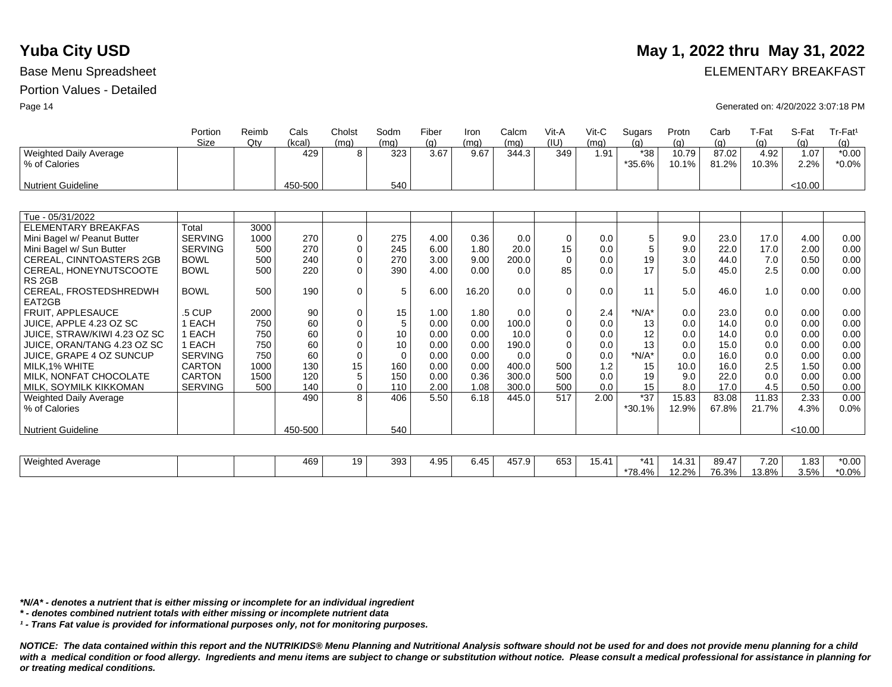# Yuba City USD

**May 1, 2022 thru May 31, 2022**

Base Menu Spreadsheet

ELEMENTARY BREAKFAST

Portion Values - Detailed

Generated on: 4/20/2022 3:07:18 PM

| | Portion Size | Reimb Qty | Cals (kcal) | Cholst (mg) | Sodm (mg) | Fiber (g) | Iron (mg) | Calcm (mg) | Vit-A (IU) | Vit-C (mg) | Sugars (g) | Protn (g) | Carb (g) | T-Fat (g) | S-Fat (g) | Tr-Fat¹ (g) |
|---|---|---|---|---|---|---|---|---|---|---|---|---|---|---|---|---|
| Weighted Daily Average | | | 429 | 8 | 323 | 3.67 | 9.67 | 344.3 | 349 | 1.91 | *38 | 10.79 | 87.02 | 4.92 | 1.07 | *0.00 |
| % of Calories | | | | | | | | | | | *35.6% | 10.1% | 81.2% | 10.3% | 2.2% | *0.0% |
| Nutrient Guideline | | | 450-500 | | 540 | | | | | | | | | | <10.00 | |

| | Portion Size | Reimb Qty | Cals (kcal) | Cholst (mg) | Sodm (mg) | Fiber (g) | Iron (mg) | Calcm (mg) | Vit-A (IU) | Vit-C (mg) | Sugars (g) | Protn (g) | Carb (g) | T-Fat (g) | S-Fat (g) | Tr-Fat¹ (g) |
|---|---|---|---|---|---|---|---|---|---|---|---|---|---|---|---|---|
| Tue - 05/31/2022 | | | | | | | | | | | | | | | | |
| ELEMENTARY BREAKFAS | Total | 3000 | | | | | | | | | | | | | | |
| Mini Bagel w/ Peanut Butter | SERVING | 1000 | 270 | 0 | 275 | 4.00 | 0.36 | 0.0 | 0 | 0.0 | 5 | 9.0 | 23.0 | 17.0 | 4.00 | 0.00 |
| Mini Bagel w/ Sun Butter | SERVING | 500 | 270 | 0 | 245 | 6.00 | 1.80 | 20.0 | 15 | 0.0 | 5 | 9.0 | 22.0 | 17.0 | 2.00 | 0.00 |
| CEREAL, CINNTOASTERS 2GB | BOWL | 500 | 240 | 0 | 270 | 3.00 | 9.00 | 200.0 | 0 | 0.0 | 19 | 3.0 | 44.0 | 7.0 | 0.50 | 0.00 |
| CEREAL, HONEYNUTSCOOTE RS 2GB | BOWL | 500 | 220 | 0 | 390 | 4.00 | 0.00 | 0.0 | 85 | 0.0 | 17 | 5.0 | 45.0 | 2.5 | 0.00 | 0.00 |
| CEREAL, FROSTEDSHREDWH EAT2GB | BOWL | 500 | 190 | 0 | 5 | 6.00 | 16.20 | 0.0 | 0 | 0.0 | 11 | 5.0 | 46.0 | 1.0 | 0.00 | 0.00 |
| FRUIT, APPLESAUCE | .5 CUP | 2000 | 90 | 0 | 15 | 1.00 | 1.80 | 0.0 | 0 | 2.4 | *N/A* | 0.0 | 23.0 | 0.0 | 0.00 | 0.00 |
| JUICE, APPLE 4.23 OZ SC | 1 EACH | 750 | 60 | 0 | 5 | 0.00 | 0.00 | 100.0 | 0 | 0.0 | 13 | 0.0 | 14.0 | 0.0 | 0.00 | 0.00 |
| JUICE, STRAW/KIWI 4.23 OZ SC | 1 EACH | 750 | 60 | 0 | 10 | 0.00 | 0.00 | 10.0 | 0 | 0.0 | 12 | 0.0 | 14.0 | 0.0 | 0.00 | 0.00 |
| JUICE, ORAN/TANG 4.23 OZ SC | 1 EACH | 750 | 60 | 0 | 10 | 0.00 | 0.00 | 190.0 | 0 | 0.0 | 13 | 0.0 | 15.0 | 0.0 | 0.00 | 0.00 |
| JUICE, GRAPE 4 OZ SUNCUP | SERVING | 750 | 60 | 0 | 0 | 0.00 | 0.00 | 0.0 | 0 | 0.0 | *N/A* | 0.0 | 16.0 | 0.0 | 0.00 | 0.00 |
| MILK,1% WHITE | CARTON | 1000 | 130 | 15 | 160 | 0.00 | 0.00 | 400.0 | 500 | 1.2 | 15 | 10.0 | 16.0 | 2.5 | 1.50 | 0.00 |
| MILK, NONFAT CHOCOLATE | CARTON | 1500 | 120 | 5 | 150 | 0.00 | 0.36 | 300.0 | 500 | 0.0 | 19 | 9.0 | 22.0 | 0.0 | 0.00 | 0.00 |
| MILK, SOYMILK KIKKOMAN | SERVING | 500 | 140 | 0 | 110 | 2.00 | 1.08 | 300.0 | 500 | 0.0 | 15 | 8.0 | 17.0 | 4.5 | 0.50 | 0.00 |
| Weighted Daily Average | | | 490 | 8 | 406 | 5.50 | 6.18 | 445.0 | 517 | 2.00 | *37 | 15.83 | 83.08 | 11.83 | 2.33 | 0.00 |
| % of Calories | | | | | | | | | | | *30.1% | 12.9% | 67.8% | 21.7% | 4.3% | 0.0% |
| Nutrient Guideline | | | 450-500 | | 540 | | | | | | | | | | <10.00 | |

| | Portion Size | Reimb Qty | Cals (kcal) | Cholst (mg) | Sodm (mg) | Fiber (g) | Iron (mg) | Calcm (mg) | Vit-A (IU) | Vit-C (mg) | Sugars (g) | Protn (g) | Carb (g) | T-Fat (g) | S-Fat (g) | Tr-Fat¹ (g) |
|---|---|---|---|---|---|---|---|---|---|---|---|---|---|---|---|---|
| Weighted Average | | | 469 | 19 | 393 | 4.95 | 6.45 | 457.9 | 653 | 15.41 | *41 | 14.31 | 89.47 | 7.20 | 1.83 | *0.00 |
| | | | | | | | | | | | *78.4% | 12.2% | 76.3% | 13.8% | 3.5% | *0.0% |

****N/A* - denotes a nutrient that is either missing or incomplete for an individual ingredient***

***\* - denotes combined nutrient totals with either missing or incomplete nutrient data***

***¹ - Trans Fat value is provided for informational purposes only, not for monitoring purposes.***

***NOTICE: The data contained within this report and the NUTRIKIDS® Menu Planning and Nutritional Analysis software should not be used for and does not provide menu planning for a child with a medical condition or food allergy. Ingredients and menu items are subject to change or substitution without notice. Please consult a medical professional for assistance in planning for or treating medical conditions.***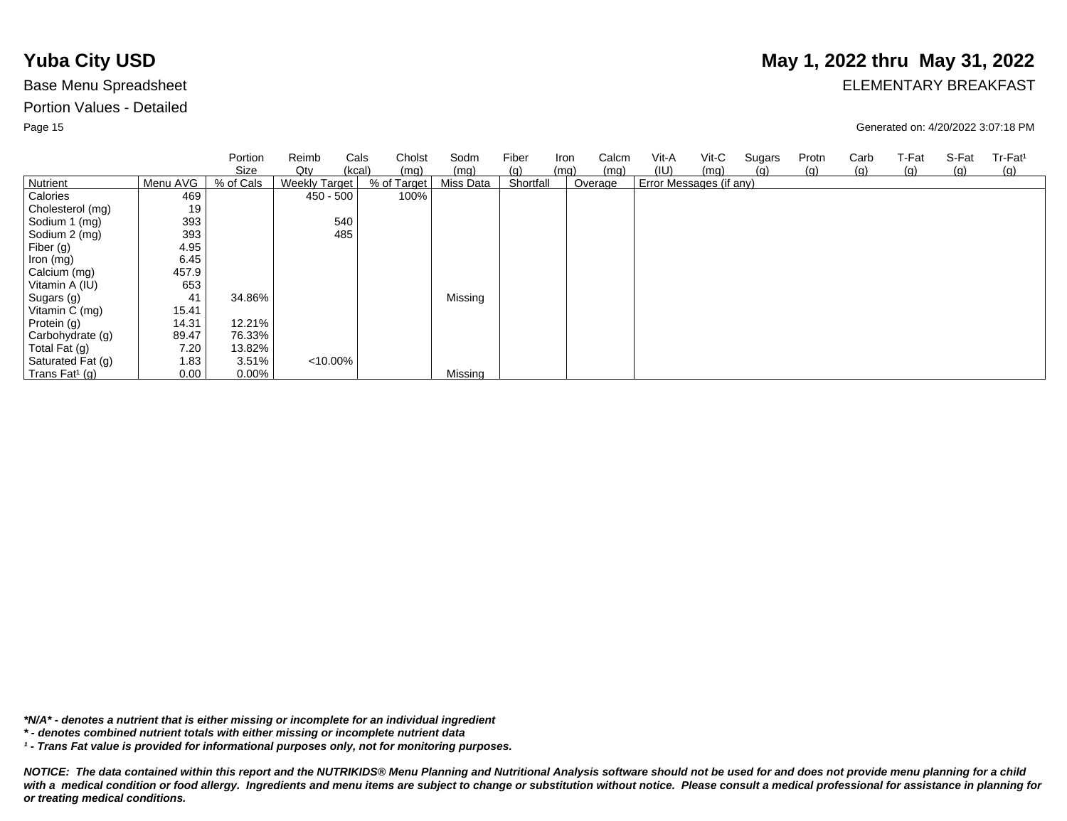**Yuba City USD** **May 1, 2022 thru May 31, 2022**

Base Menu Spreadsheet ELEMENTARY BREAKFAST

Portion Values - Detailed

Generated on: 4/20/2022 3:07:18 PM

| Portion Size | Reimb Qty | Cals (kcal) | Cholst (mg) | Sodm (mg) | Fiber (g) | Iron (mg) | Calcm (mg) | Vit-A (IU) | Vit-C (mg) | Sugars (g) | Protn (g) | Carb (g) | T-Fat (g) | S-Fat (g) | Tr-Fat¹ (g) |
|---|---|---|---|---|---|---|---|---|---|---|---|---|---|---|---|

| Nutrient | Menu AVG | % of Cals | Weekly Target | % of Target | Miss Data | Shortfall | Overage | Error Messages (if any) |
|---|---|---|---|---|---|---|---|---|
| Calories | 469 | | 450 - 500 | 100% | | | | |
| Cholesterol (mg) | 19 | | | | | | | |
| Sodium 1 (mg) | 393 | | 540 | | | | | |
| Sodium 2 (mg) | 393 | | 485 | | | | | |
| Fiber (g) | 4.95 | | | | | | | |
| Iron (mg) | 6.45 | | | | | | | |
| Calcium (mg) | 457.9 | | | | | | | |
| Vitamin A (IU) | 653 | | | | | | | |
| Sugars (g) | 41 | 34.86% | | | Missing | | | |
| Vitamin C (mg) | 15.41 | | | | | | | |
| Protein (g) | 14.31 | 12.21% | | | | | | |
| Carbohydrate (g) | 89.47 | 76.33% | | | | | | |
| Total Fat (g) | 7.20 | 13.82% | | | | | | |
| Saturated Fat (g) | 1.83 | 3.51% | <10.00% | | | | | |
| Trans Fat¹ (g) | 0.00 | 0.00% | | | Missing | | | |

***N/A* - denotes a nutrient that is either missing or incomplete for an individual ingredient***

**** - denotes combined nutrient totals with either missing or incomplete nutrient data***

***¹ - Trans Fat value is provided for informational purposes only, not for monitoring purposes.***

***NOTICE: The data contained within this report and the NUTRIKIDS® Menu Planning and Nutritional Analysis software should not be used for and does not provide menu planning for a child with a medical condition or food allergy. Ingredients and menu items are subject to change or substitution without notice. Please consult a medical professional for assistance in planning for or treating medical conditions.***